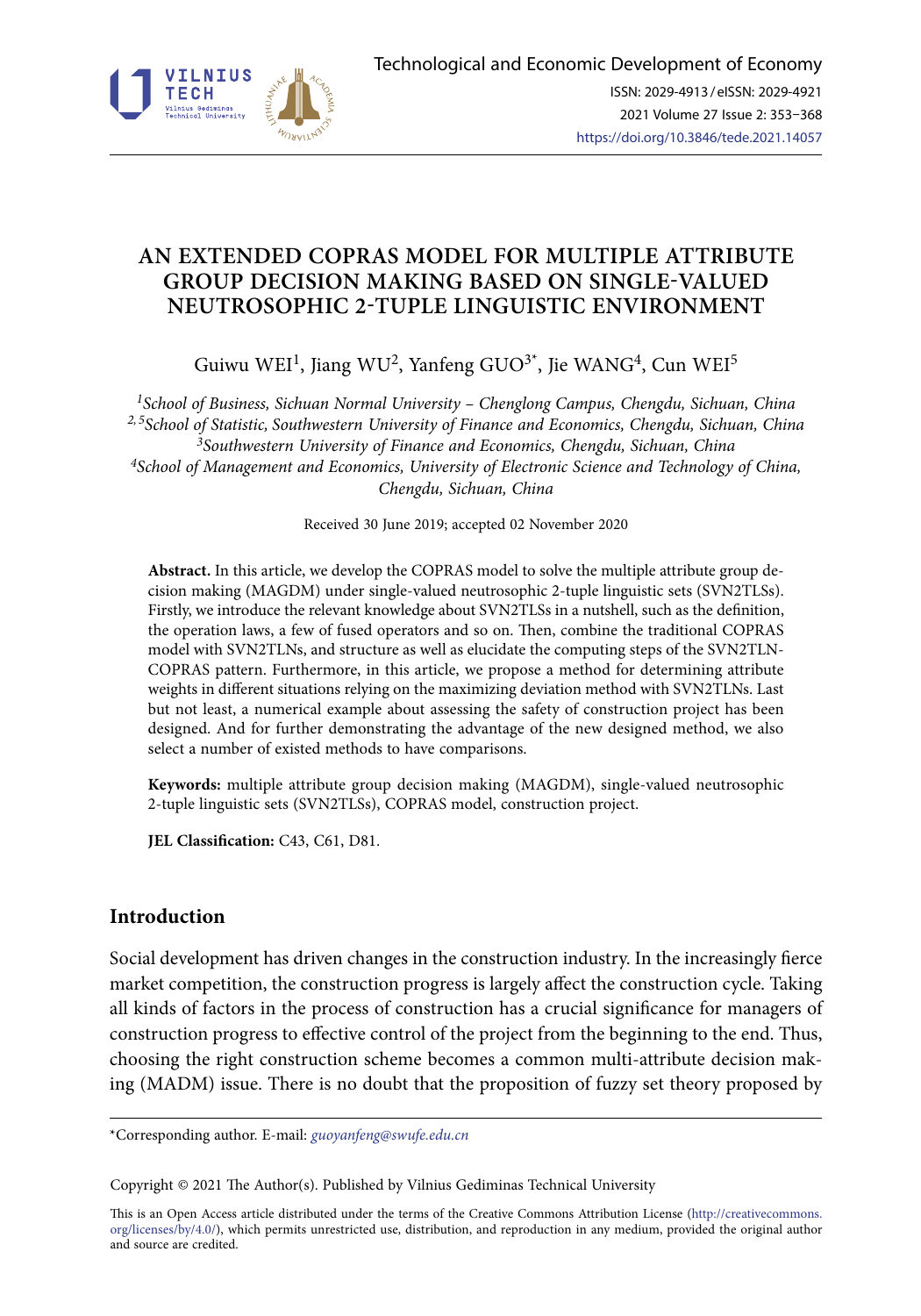# AN EXTENDED COPRAS MODEL FOR MULTIPLE ATTRIBUTE GROUP DECISION MAKING BASED ON SINGLE-VALUED NEUTROSOPHIC 2-TUPLE LINGUISTIC ENVIRONMENT

Guiwu WEI[1], Jiang WU[2], Yanfeng GUO[3*], Jie WANG[4], Cun WEI[5]

[1]*School of Business, Sichuan Normal University – Chenglong Campus, Chengdu, Sichuan, China*
[2, 5]*School of Statistic, Southwestern University of Finance and Economics, Chengdu, Sichuan, China*
[3]*Southwestern University of Finance and Economics, Chengdu, Sichuan, China*
[4]*School of Management and Economics, University of Electronic Science and Technology of China, Chengdu, Sichuan, China*

Received 30 June 2019; accepted 02 November 2020

**Abstract.** In this article, we develop the COPRAS model to solve the multiple attribute group decision making (MAGDM) under single-valued neutrosophic 2-tuple linguistic sets (SVN2TLSs). Firstly, we introduce the relevant knowledge about SVN2TLSs in a nutshell, such as the definition, the operation laws, a few of fused operators and so on. Then, combine the traditional COPRAS model with SVN2TLNs, and structure as well as elucidate the computing steps of the SVN2TLN-COPRAS pattern. Furthermore, in this article, we propose a method for determining attribute weights in different situations relying on the maximizing deviation method with SVN2TLNs. Last but not least, a numerical example about assessing the safety of construction project has been designed. And for further demonstrating the advantage of the new designed method, we also select a number of existed methods to have comparisons.

**Keywords:** multiple attribute group decision making (MAGDM), single-valued neutrosophic 2-tuple linguistic sets (SVN2TLSs), COPRAS model, construction project.

**JEL Classification:** C43, C61, D81.

## Introduction

Social development has driven changes in the construction industry. In the increasingly fierce market competition, the construction progress is largely affect the construction cycle. Taking all kinds of factors in the process of construction has a crucial significance for managers of construction progress to effective control of the project from the beginning to the end. Thus, choosing the right construction scheme becomes a common multi-attribute decision making (MADM) issue. There is no doubt that the proposition of fuzzy set theory proposed by

---

*Corresponding author. E-mail: *guoyanfeng@swufe.edu.cn*

Copyright © 2021 The Author(s). Published by Vilnius Gediminas Technical University

This is an Open Access article distributed under the terms of the Creative Commons Attribution License (http://creativecommons.org/licenses/by/4.0/), which permits unrestricted use, distribution, and reproduction in any medium, provided the original author and source are credited.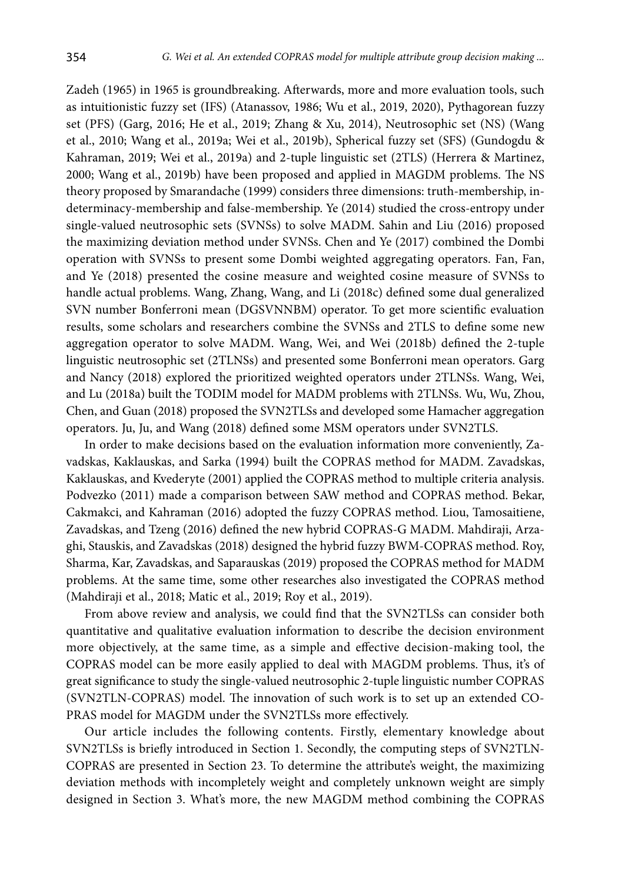Zadeh (1965) in 1965 is groundbreaking. Afterwards, more and more evaluation tools, such as intuitionistic fuzzy set (IFS) (Atanassov, 1986; Wu et al., 2019, 2020), Pythagorean fuzzy set (PFS) (Garg, 2016; He et al., 2019; Zhang & Xu, 2014), Neutrosophic set (NS) (Wang et al., 2010; Wang et al., 2019a; Wei et al., 2019b), Spherical fuzzy set (SFS) (Gundogdu & Kahraman, 2019; Wei et al., 2019a) and 2-tuple linguistic set (2TLS) (Herrera & Martinez, 2000; Wang et al., 2019b) have been proposed and applied in MAGDM problems. The NS theory proposed by Smarandache (1999) considers three dimensions: truth-membership, indeterminacy-membership and false-membership. Ye (2014) studied the cross-entropy under single-valued neutrosophic sets (SVNSs) to solve MADM. Sahin and Liu (2016) proposed the maximizing deviation method under SVNSs. Chen and Ye (2017) combined the Dombi operation with SVNSs to present some Dombi weighted aggregating operators. Fan, Fan, and Ye (2018) presented the cosine measure and weighted cosine measure of SVNSs to handle actual problems. Wang, Zhang, Wang, and Li (2018c) defined some dual generalized SVN number Bonferroni mean (DGSVNNBM) operator. To get more scientific evaluation results, some scholars and researchers combine the SVNSs and 2TLS to define some new aggregation operator to solve MADM. Wang, Wei, and Wei (2018b) defined the 2-tuple linguistic neutrosophic set (2TLNSs) and presented some Bonferroni mean operators. Garg and Nancy (2018) explored the prioritized weighted operators under 2TLNSs. Wang, Wei, and Lu (2018a) built the TODIM model for MADM problems with 2TLNSs. Wu, Wu, Zhou, Chen, and Guan (2018) proposed the SVN2TLSs and developed some Hamacher aggregation operators. Ju, Ju, and Wang (2018) defined some MSM operators under SVN2TLS.

In order to make decisions based on the evaluation information more conveniently, Zavadskas, Kaklauskas, and Sarka (1994) built the COPRAS method for MADM. Zavadskas, Kaklauskas, and Kvederyte (2001) applied the COPRAS method to multiple criteria analysis. Podvezko (2011) made a comparison between SAW method and COPRAS method. Bekar, Cakmakci, and Kahraman (2016) adopted the fuzzy COPRAS method. Liou, Tamosaitiene, Zavadskas, and Tzeng (2016) defined the new hybrid COPRAS-G MADM. Mahdiraji, Arzaghi, Stauskis, and Zavadskas (2018) designed the hybrid fuzzy BWM-COPRAS method. Roy, Sharma, Kar, Zavadskas, and Saparauskas (2019) proposed the COPRAS method for MADM problems. At the same time, some other researches also investigated the COPRAS method (Mahdiraji et al., 2018; Matic et al., 2019; Roy et al., 2019).

From above review and analysis, we could find that the SVN2TLSs can consider both quantitative and qualitative evaluation information to describe the decision environment more objectively, at the same time, as a simple and effective decision-making tool, the COPRAS model can be more easily applied to deal with MAGDM problems. Thus, it's of great significance to study the single-valued neutrosophic 2-tuple linguistic number COPRAS (SVN2TLN-COPRAS) model. The innovation of such work is to set up an extended COPRAS model for MAGDM under the SVN2TLSs more effectively.

Our article includes the following contents. Firstly, elementary knowledge about SVN2TLSs is briefly introduced in Section 1. Secondly, the computing steps of SVN2TLN-COPRAS are presented in Section 23. To determine the attribute's weight, the maximizing deviation methods with incompletely weight and completely unknown weight are simply designed in Section 3. What's more, the new MAGDM method combining the COPRAS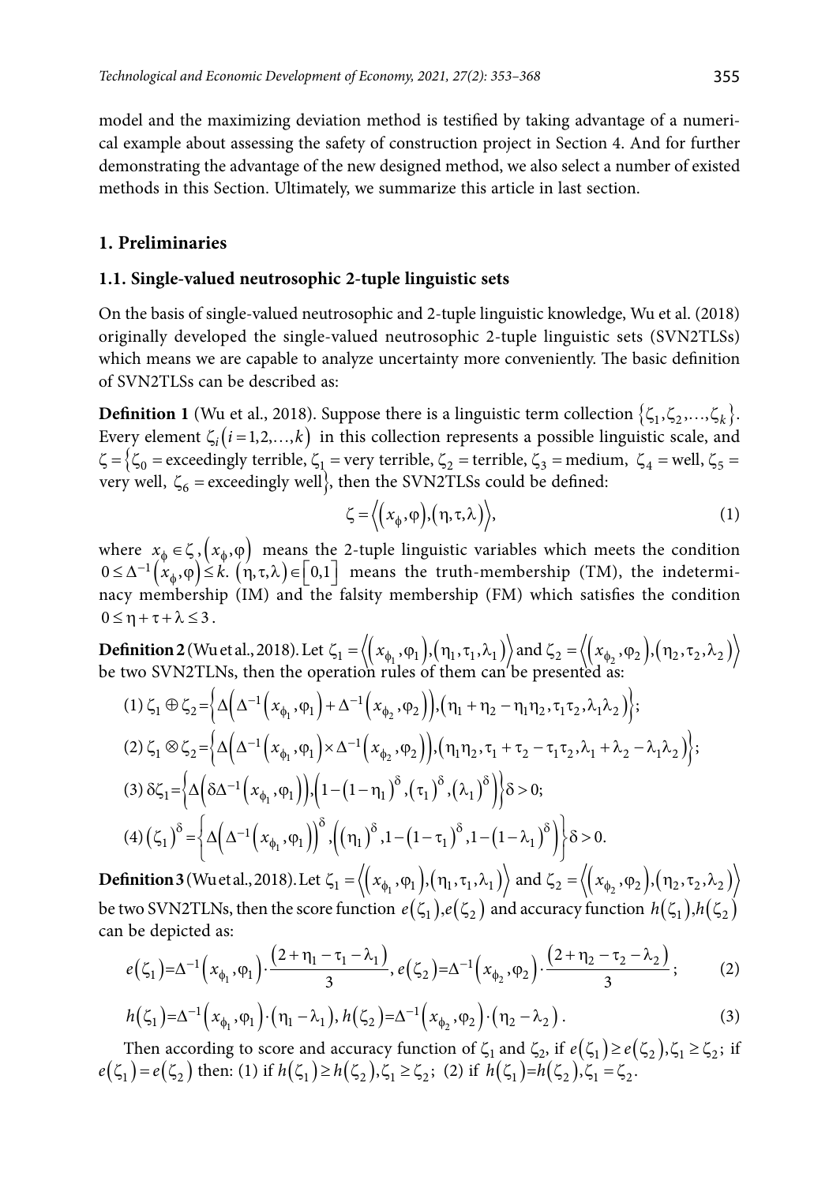model and the maximizing deviation method is testified by taking advantage of a numerical example about assessing the safety of construction project in Section 4. And for further demonstrating the advantage of the new designed method, we also select a number of existed methods in this Section. Ultimately, we summarize this article in last section.

## 1. Preliminaries

### 1.1. Single-valued neutrosophic 2-tuple linguistic sets

On the basis of single-valued neutrosophic and 2-tuple linguistic knowledge, Wu et al. (2018) originally developed the single-valued neutrosophic 2-tuple linguistic sets (SVN2TLSs) which means we are capable to analyze uncertainty more conveniently. The basic definition of SVN2TLSs can be described as:

**Definition 1** (Wu et al., 2018). Suppose there is a linguistic term collection $\{\zeta_1, \zeta_2, \ldots, \zeta_k\}$. Every element $\zeta_i (i = 1, 2, \ldots, k)$ in this collection represents a possible linguistic scale, and $\zeta = \{\zeta_0 = \text{exceedingly terrible}, \zeta_1 = \text{very terrible}, \zeta_2 = \text{terrible}, \zeta_3 = \text{medium}, \zeta_4 = \text{well}, \zeta_5 = \text{very well}, \zeta_6 = \text{exceedingly well}\}$, then the SVN2TLSs could be defined:

$$\zeta = \left\langle \left(x_\phi, \varphi\right), \left(\eta, \tau, \lambda\right) \right\rangle, \tag{1}$$

where $x_\phi \in \zeta$, $(x_\phi, \varphi)$ means the 2-tuple linguistic variables which meets the condition $0 \le \Delta^{-1}(x_\phi, \varphi) \le k$. $(\eta, \tau, \lambda) \in [0,1]$ means the truth-membership (TM), the indeterminacy membership (IM) and the falsity membership (FM) which satisfies the condition $0 \le \eta + \tau + \lambda \le 3$.

**Definition 2** (Wu et al., 2018). Let $\zeta_1 = \left\langle \left(x_{\phi_1}, \varphi_1\right), \left(\eta_1, \tau_1, \lambda_1\right) \right\rangle$ and $\zeta_2 = \left\langle \left(x_{\phi_2}, \varphi_2\right), \left(\eta_2, \tau_2, \lambda_2\right) \right\rangle$ be two SVN2TLNs, then the operation rules of them can be presented as:

$$(1)\ \zeta_1 \oplus \zeta_2 = \left\{ \Delta\left(\Delta^{-1}\left(x_{\phi_1}, \varphi_1\right) + \Delta^{-1}\left(x_{\phi_2}, \varphi_2\right)\right), \left(\eta_1 + \eta_2 - \eta_1\eta_2, \tau_1\tau_2, \lambda_1\lambda_2\right) \right\};$$

$$(2)\ \zeta_1 \otimes \zeta_2 = \left\{ \Delta\left(\Delta^{-1}\left(x_{\phi_1}, \varphi_1\right) \times \Delta^{-1}\left(x_{\phi_2}, \varphi_2\right)\right), \left(\eta_1\eta_2, \tau_1 + \tau_2 - \tau_1\tau_2, \lambda_1 + \lambda_2 - \lambda_1\lambda_2\right) \right\};$$

$$(3)\ \delta\zeta_1 = \left\{ \Delta\left(\delta\Delta^{-1}\left(x_{\phi_1}, \varphi_1\right)\right), \left(1 - \left(1 - \eta_1\right)^\delta, \left(\tau_1\right)^\delta, \left(\lambda_1\right)^\delta\right) \right\} \delta > 0;$$

$$(4)\ \left(\zeta_1\right)^\delta = \left\{ \Delta\left(\Delta^{-1}\left(x_{\phi_1}, \varphi_1\right)\right)^\delta, \left(\left(\eta_1\right)^\delta, 1 - \left(1 - \tau_1\right)^\delta, 1 - \left(1 - \lambda_1\right)^\delta\right) \right\} \delta > 0.$$

**Definition 3** (Wu et al., 2018). Let $\zeta_1 = \left\langle \left(x_{\phi_1}, \varphi_1\right), \left(\eta_1, \tau_1, \lambda_1\right) \right\rangle$ and $\zeta_2 = \left\langle \left(x_{\phi_2}, \varphi_2\right), \left(\eta_2, \tau_2, \lambda_2\right) \right\rangle$ be two SVN2TLNs, then the score function $e(\zeta_1), e(\zeta_2)$ and accuracy function $h(\zeta_1), h(\zeta_2)$ can be depicted as:

$$e\left(\zeta_1\right) = \Delta^{-1}\left(x_{\phi_1}, \varphi_1\right) \cdot \frac{\left(2 + \eta_1 - \tau_1 - \lambda_1\right)}{3},\ e\left(\zeta_2\right) = \Delta^{-1}\left(x_{\phi_2}, \varphi_2\right) \cdot \frac{\left(2 + \eta_2 - \tau_2 - \lambda_2\right)}{3}; \tag{2}$$

$$h\left(\zeta_1\right) = \Delta^{-1}\left(x_{\phi_1}, \varphi_1\right) \cdot \left(\eta_1 - \lambda_1\right),\ h\left(\zeta_2\right) = \Delta^{-1}\left(x_{\phi_2}, \varphi_2\right) \cdot \left(\eta_2 - \lambda_2\right). \tag{3}$$

Then according to score and accuracy function of $\zeta_1$ and $\zeta_2$, if $e(\zeta_1) \ge e(\zeta_2), \zeta_1 \ge \zeta_2$; if $e(\zeta_1) = e(\zeta_2)$ then: (1) if $h(\zeta_1) \ge h(\zeta_2), \zeta_1 \ge \zeta_2$; (2) if $h(\zeta_1) = h(\zeta_2), \zeta_1 = \zeta_2$.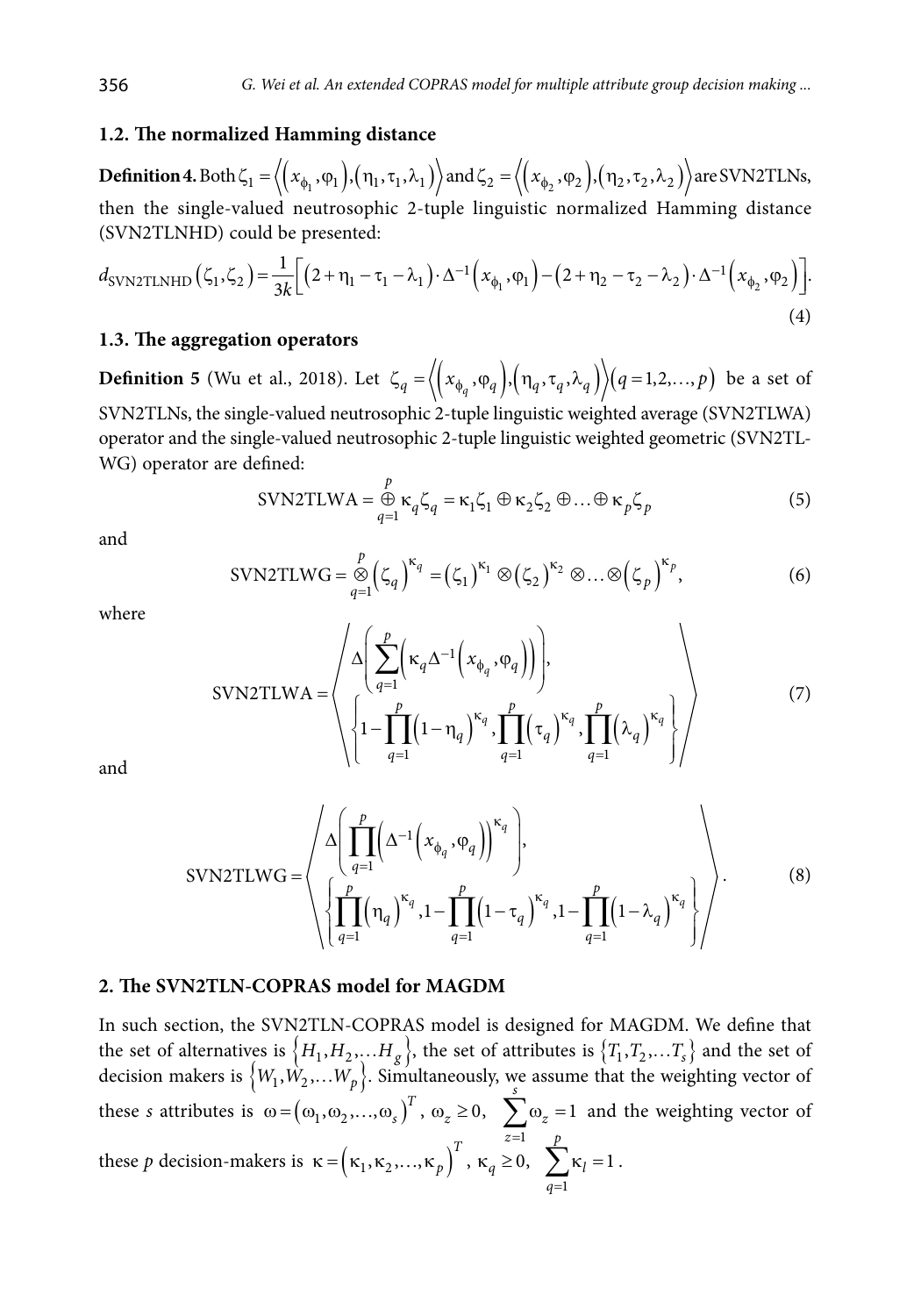### 1.2. The normalized Hamming distance

**Definition 4.** Both $\zeta_1 = \left\langle \left( x_{\phi_1}, \varphi_1 \right), \left( \eta_1, \tau_1, \lambda_1 \right) \right\rangle$ and $\zeta_2 = \left\langle \left( x_{\phi_2}, \varphi_2 \right), \left( \eta_2, \tau_2, \lambda_2 \right) \right\rangle$ are SVN2TLNs, then the single-valued neutrosophic 2-tuple linguistic normalized Hamming distance (SVN2TLNHD) could be presented:

$$d_{\text{SVN2TLNHD}}\left(\zeta_1, \zeta_2\right) = \frac{1}{3k}\left[ \left(2 + \eta_1 - \tau_1 - \lambda_1\right) \cdot \Delta^{-1}\left(x_{\phi_1}, \varphi_1\right) - \left(2 + \eta_2 - \tau_2 - \lambda_2\right) \cdot \Delta^{-1}\left(x_{\phi_2}, \varphi_2\right) \right]. \tag{4}$$

### 1.3. The aggregation operators

**Definition 5** (Wu et al., 2018). Let $\zeta_q = \left\langle \left( x_{\phi_q}, \varphi_q \right), \left( \eta_q, \tau_q, \lambda_q \right) \right\rangle (q = 1, 2, \ldots, p)$ be a set of SVN2TLNs, the single-valued neutrosophic 2-tuple linguistic weighted average (SVN2TLWA) operator and the single-valued neutrosophic 2-tuple linguistic weighted geometric (SVN2TLWG) operator are defined:

$$\text{SVN2TLWA} = \overset{p}{\underset{q=1}{\oplus}} \kappa_q \zeta_q = \kappa_1 \zeta_1 \oplus \kappa_2 \zeta_2 \oplus \ldots \oplus \kappa_p \zeta_p \tag{5}$$

and

$$\text{SVN2TLWG} = \overset{p}{\underset{q=1}{\otimes}} \left(\zeta_q\right)^{\kappa_q} = \left(\zeta_1\right)^{\kappa_1} \otimes \left(\zeta_2\right)^{\kappa_2} \otimes \ldots \otimes \left(\zeta_p\right)^{\kappa_p}, \tag{6}$$

where

$$\text{SVN2TLWA} = \left\langle \begin{array}{c} \Delta\left( \sum_{q=1}^{p} \left( \kappa_q \Delta^{-1}\left( x_{\phi_q}, \varphi_q \right) \right) \right), \\ \left\{ 1 - \prod_{q=1}^{p} \left(1 - \eta_q\right)^{\kappa_q}, \prod_{q=1}^{p} \left(\tau_q\right)^{\kappa_q}, \prod_{q=1}^{p} \left(\lambda_q\right)^{\kappa_q} \right\} \end{array} \right\rangle \tag{7}$$

and

$$\text{SVN2TLWG} = \left\langle \begin{array}{c} \Delta\left( \prod_{q=1}^{p} \left( \Delta^{-1}\left( x_{\phi_q}, \varphi_q \right) \right)^{\kappa_q} \right), \\ \left\{ \prod_{q=1}^{p} \left(\eta_q\right)^{\kappa_q}, 1 - \prod_{q=1}^{p} \left(1 - \tau_q\right)^{\kappa_q}, 1 - \prod_{q=1}^{p} \left(1 - \lambda_q\right)^{\kappa_q} \right\} \end{array} \right\rangle. \tag{8}$$

## 2. The SVN2TLN-COPRAS model for MAGDM

In such section, the SVN2TLN-COPRAS model is designed for MAGDM. We define that the set of alternatives is $\left\{H_1, H_2, \ldots H_g\right\}$, the set of attributes is $\left\{T_1, T_2, \ldots T_s\right\}$ and the set of decision makers is $\left\{W_1, W_2, \ldots W_p\right\}$. Simultaneously, we assume that the weighting vector of these $s$ attributes is $\omega = \left(\omega_1, \omega_2, \ldots, \omega_s\right)^T$, $\omega_z \geq 0$, $\sum_{z=1}^{s} \omega_z = 1$ and the weighting vector of these $p$ decision-makers is $\kappa = \left(\kappa_1, \kappa_2, \ldots, \kappa_p\right)^T$, $\kappa_q \geq 0$, $\sum_{q=1}^{p} \kappa_l = 1$.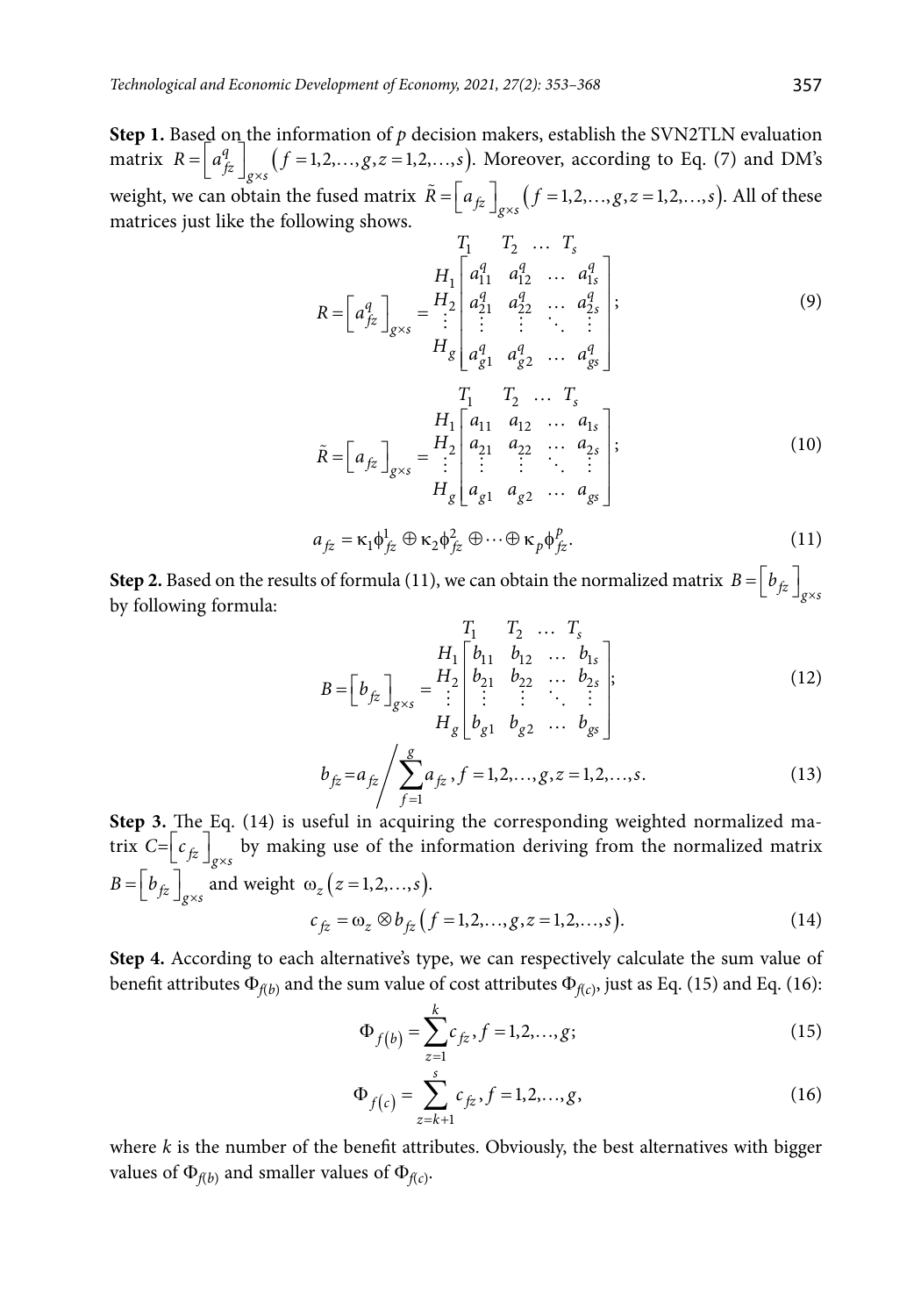**Step 1.** Based on the information of $p$ decision makers, establish the SVN2TLN evaluation matrix $R=\left[a_{fz}^{q}\right]_{g\times s}\left(f=1,2,\ldots,g,z=1,2,\ldots,s\right)$. Moreover, according to Eq. (7) and DM's weight, we can obtain the fused matrix $\tilde{R}=\left[a_{fz}\right]_{g\times s}\left(f=1,2,\ldots,g,z=1,2,\ldots,s\right)$. All of these matrices just like the following shows.

$$R=\left[a_{fz}^{q}\right]_{g\times s}=\begin{array}{c} \\ H_1 \\ H_2 \\ \vdots \\ H_g \end{array}\begin{array}{c} \begin{array}{cccc} T_1 & T_2 & \ldots & T_s \end{array} \\ \begin{bmatrix} a_{11}^{q} & a_{12}^{q} & \ldots & a_{1s}^{q} \\ a_{21}^{q} & a_{22}^{q} & \ldots & a_{2s}^{q} \\ \vdots & \vdots & \ddots & \vdots \\ a_{g1}^{q} & a_{g2}^{q} & \ldots & a_{gs}^{q} \end{bmatrix} \end{array}; \tag{9}$$

$$\tilde{R}=\left[a_{fz}\right]_{g\times s}=\begin{array}{c} \\ H_1 \\ H_2 \\ \vdots \\ H_g \end{array}\begin{array}{c} \begin{array}{cccc} T_1 & T_2 & \ldots & T_s \end{array} \\ \begin{bmatrix} a_{11} & a_{12} & \ldots & a_{1s} \\ a_{21} & a_{22} & \ldots & a_{2s} \\ \vdots & \vdots & \ddots & \vdots \\ a_{g1} & a_{g2} & \ldots & a_{gs} \end{bmatrix} \end{array}; \tag{10}$$

$$a_{fz}=\kappa_1\phi_{fz}^{1}\oplus\kappa_2\phi_{fz}^{2}\oplus\cdots\oplus\kappa_p\phi_{fz}^{p}. \tag{11}$$

**Step 2.** Based on the results of formula (11), we can obtain the normalized matrix $B=\left[b_{fz}\right]_{g\times s}$ by following formula:

$$B=\left[b_{fz}\right]_{g\times s}=\begin{array}{c} \\ H_1 \\ H_2 \\ \vdots \\ H_g \end{array}\begin{array}{c} \begin{array}{cccc} T_1 & T_2 & \ldots & T_s \end{array} \\ \begin{bmatrix} b_{11} & b_{12} & \ldots & b_{1s} \\ b_{21} & b_{22} & \ldots & b_{2s} \\ \vdots & \vdots & \ddots & \vdots \\ b_{g1} & b_{g2} & \ldots & b_{gs} \end{bmatrix} \end{array}; \tag{12}$$

$$b_{fz}=a_{fz}\Big/\sum_{f=1}^{g}a_{fz},\ f=1,2,\ldots,g,z=1,2,\ldots,s. \tag{13}$$

**Step 3.** The Eq. (14) is useful in acquiring the corresponding weighted normalized matrix $C=\left[c_{fz}\right]_{g\times s}$ by making use of the information deriving from the normalized matrix $B=\left[b_{fz}\right]_{g\times s}$ and weight $\omega_z\left(z=1,2,\ldots,s\right)$.

$$c_{fz}=\omega_z\otimes b_{fz}\left(f=1,2,\ldots,g,z=1,2,\ldots,s\right). \tag{14}$$

**Step 4.** According to each alternative's type, we can respectively calculate the sum value of benefit attributes $\Phi_{f(b)}$ and the sum value of cost attributes $\Phi_{f(c)}$, just as Eq. (15) and Eq. (16):

$$\Phi_{f(b)}=\sum_{z=1}^{k}c_{fz},\ f=1,2,\ldots,g; \tag{15}$$

$$\Phi_{f(c)}=\sum_{z=k+1}^{s}c_{fz},\ f=1,2,\ldots,g, \tag{16}$$

where $k$ is the number of the benefit attributes. Obviously, the best alternatives with bigger values of $\Phi_{f(b)}$ and smaller values of $\Phi_{f(c)}$.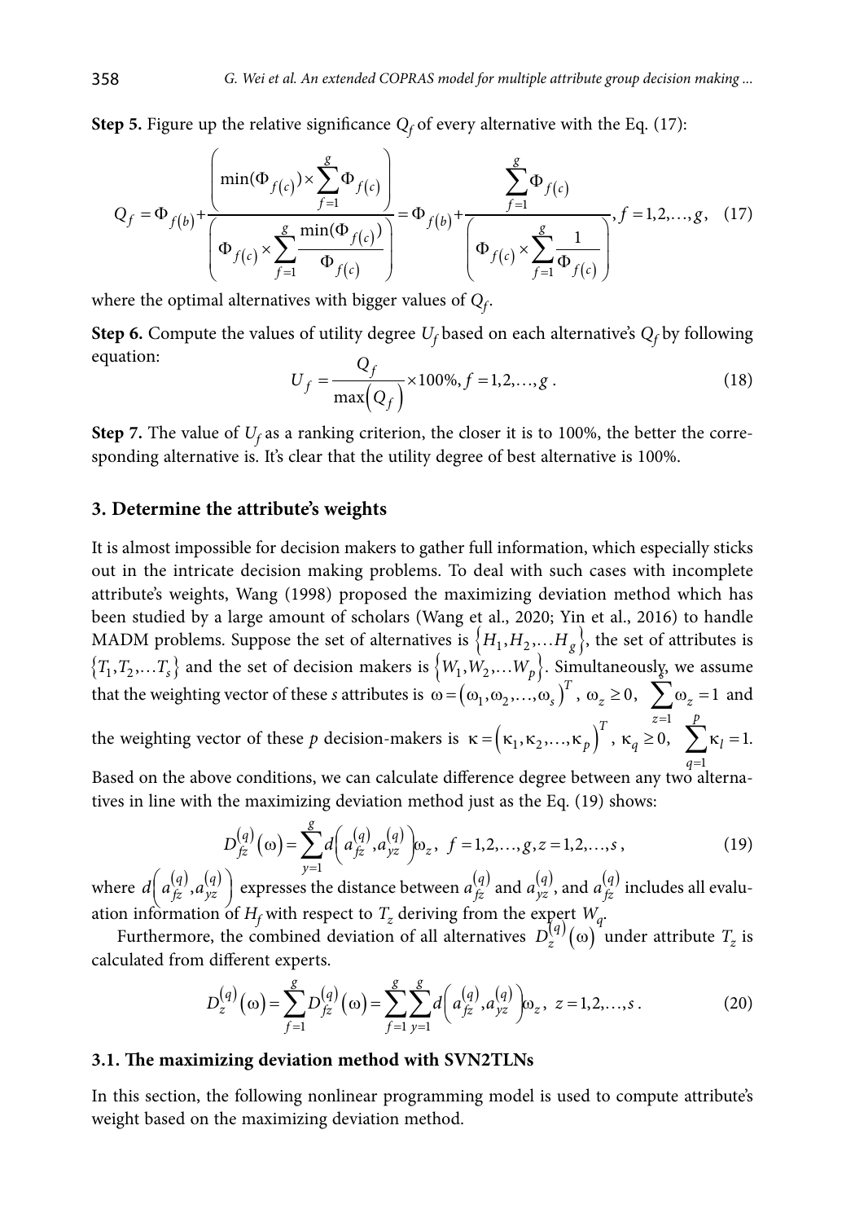**Step 5.** Figure up the relative significance $Q_f$ of every alternative with the Eq. (17):

$$Q_f = \Phi_{f(b)} + \frac{\left( \min(\Phi_{f(c)}) \times \sum_{f=1}^{g} \Phi_{f(c)} \right)}{\left( \Phi_{f(c)} \times \sum_{f=1}^{g} \frac{\min(\Phi_{f(c)})}{\Phi_{f(c)}} \right)} = \Phi_{f(b)} + \frac{\sum_{f=1}^{g} \Phi_{f(c)}}{\left( \Phi_{f(c)} \times \sum_{f=1}^{g} \frac{1}{\Phi_{f(c)}} \right)}, f = 1,2,\ldots,g, \quad (17)$$

where the optimal alternatives with bigger values of $Q_f$.

**Step 6.** Compute the values of utility degree $U_f$ based on each alternative's $Q_f$ by following equation:

$$U_f = \frac{Q_f}{\max\left(Q_f\right)} \times 100\%, f = 1,2,\ldots,g. \quad (18)$$

**Step 7.** The value of $U_f$ as a ranking criterion, the closer it is to 100%, the better the corresponding alternative is. It's clear that the utility degree of best alternative is 100%.

## 3. Determine the attribute's weights

It is almost impossible for decision makers to gather full information, which especially sticks out in the intricate decision making problems. To deal with such cases with incomplete attribute's weights, Wang (1998) proposed the maximizing deviation method which has been studied by a large amount of scholars (Wang et al., 2020; Yin et al., 2016) to handle MADM problems. Suppose the set of alternatives is $\{H_1, H_2, \ldots H_g\}$, the set of attributes is $\{T_1, T_2, \ldots T_s\}$ and the set of decision makers is $\{W_1, W_2, \ldots W_p\}$. Simultaneously, we assume that the weighting vector of these *s* attributes is $\omega = (\omega_1, \omega_2, \ldots, \omega_s)^T$, $\omega_z \geq 0$, $\sum_{z=1}^{g} \omega_z = 1$ and the weighting vector of these *p* decision-makers is $\kappa = (\kappa_1, \kappa_2, \ldots, \kappa_p)^T$, $\kappa_q \geq 0$, $\sum_{q=1}^{p} \kappa_l = 1.$

Based on the above conditions, we can calculate difference degree between any two alternatives in line with the maximizing deviation method just as the Eq. (19) shows:

$$D_{fz}^{(q)}(\omega) = \sum_{y=1}^{g} d\left( a_{fz}^{(q)}, a_{yz}^{(q)} \right) \omega_z, \; f = 1,2,\ldots,g, z = 1,2,\ldots,s, \quad (19)$$

where $d\left( a_{fz}^{(q)}, a_{yz}^{(q)} \right)$ expresses the distance between $a_{fz}^{(q)}$ and $a_{yz}^{(q)}$, and $a_{fz}^{(q)}$ includes all evaluation information of $H_f$ with respect to $T_z$ deriving from the expert $W_q$.

Furthermore, the combined deviation of all alternatives $D_z^{(q)}(\omega)$ under attribute $T_z$ is calculated from different experts.

$$D_z^{(q)}(\omega) = \sum_{f=1}^{g} D_{fz}^{(q)}(\omega) = \sum_{f=1}^{g} \sum_{y=1}^{g} d\left( a_{fz}^{(q)}, a_{yz}^{(q)} \right) \omega_z, \; z = 1,2,\ldots,s. \quad (20)$$

### 3.1. The maximizing deviation method with SVN2TLNs

In this section, the following nonlinear programming model is used to compute attribute's weight based on the maximizing deviation method.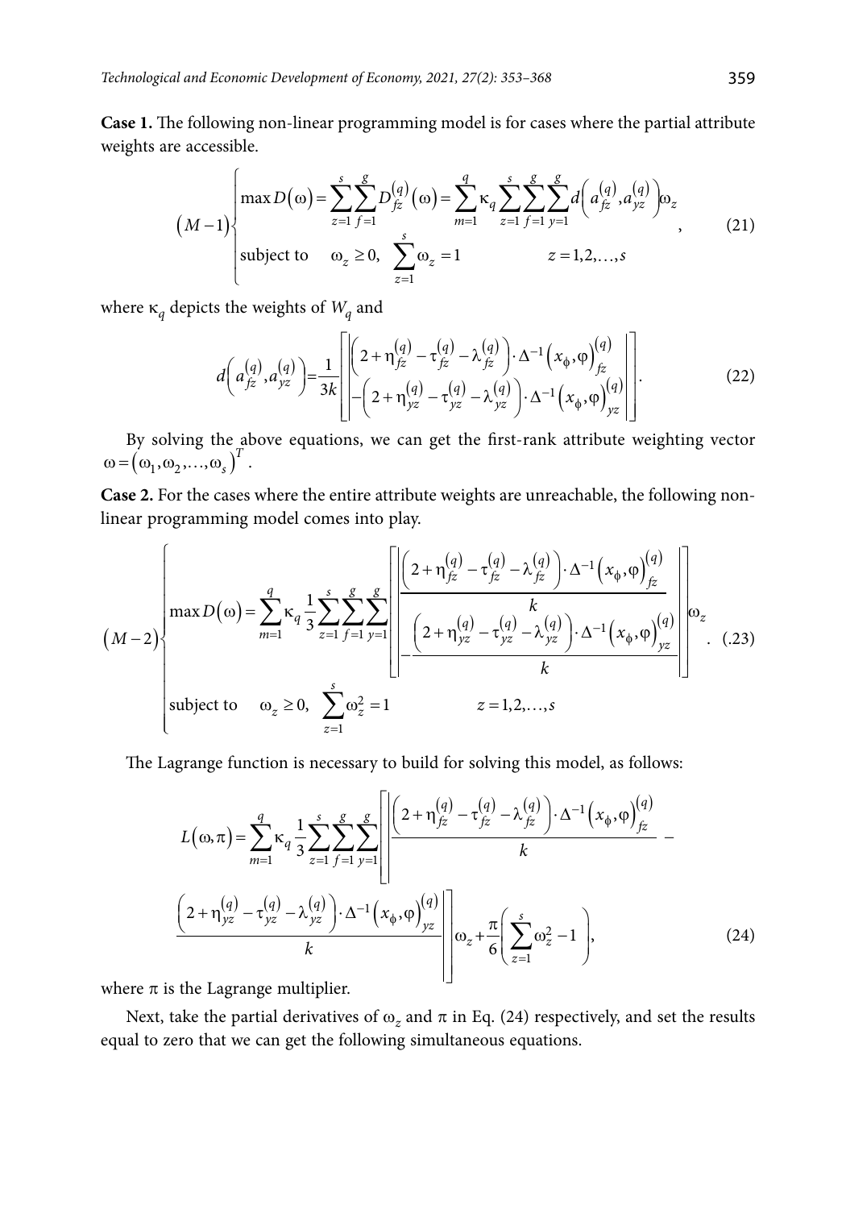**Case 1.** The following non-linear programming model is for cases where the partial attribute weights are accessible.

$$\left(M-1\right)\begin{cases} \max D\left(\omega\right)=\sum_{z=1}^{s}\sum_{f=1}^{g}D_{fz}^{(q)}\left(\omega\right)=\sum_{m=1}^{q}\kappa_{q}\sum_{z=1}^{s}\sum_{f=1}^{g}\sum_{y=1}^{g}d\left(a_{fz}^{(q)},a_{yz}^{(q)}\right)\omega_{z} \\ \text{subject to} \quad \omega_{z}\geq 0, \quad \sum_{z=1}^{s}\omega_{z}=1 \qquad\qquad z=1,2,\ldots,s \end{cases}, \tag{21}$$

where $\kappa_q$ depicts the weights of $W_q$ and

$$d\left(a_{fz}^{(q)},a_{yz}^{(q)}\right)=\frac{1}{3k}\left[\left|\begin{matrix}\left(2+\eta_{fz}^{(q)}-\tau_{fz}^{(q)}-\lambda_{fz}^{(q)}\right)\cdot\Delta^{-1}\left(x_{\phi},\varphi\right)_{fz}^{(q)} \\ -\left(2+\eta_{yz}^{(q)}-\tau_{yz}^{(q)}-\lambda_{yz}^{(q)}\right)\cdot\Delta^{-1}\left(x_{\phi},\varphi\right)_{yz}^{(q)}\end{matrix}\right|\right]. \tag{22}$$

By solving the above equations, we can get the first-rank attribute weighting vector $\omega=\left(\omega_1,\omega_2,\ldots,\omega_s\right)^T$.

**Case 2.** For the cases where the entire attribute weights are unreachable, the following non-linear programming model comes into play.

$$\left(M-2\right)\begin{cases} \max D\left(\omega\right)=\sum_{m=1}^{q}\kappa_{q}\frac{1}{3}\sum_{z=1}^{s}\sum_{f=1}^{g}\sum_{y=1}^{g}\left[\left|\begin{matrix}\frac{\left(2+\eta_{fz}^{(q)}-\tau_{fz}^{(q)}-\lambda_{fz}^{(q)}\right)\cdot\Delta^{-1}\left(x_{\phi},\varphi\right)_{fz}^{(q)}}{k} \\ -\frac{\left(2+\eta_{yz}^{(q)}-\tau_{yz}^{(q)}-\lambda_{yz}^{(q)}\right)\cdot\Delta^{-1}\left(x_{\phi},\varphi\right)_{yz}^{(q)}}{k}\end{matrix}\right|\right]\omega_{z} \\ \text{subject to} \quad \omega_{z}\geq 0, \quad \sum_{z=1}^{s}\omega_{z}^{2}=1 \qquad\qquad z=1,2,\ldots,s \end{cases}. \tag{.23}$$

The Lagrange function is necessary to build for solving this model, as follows:

$$L\left(\omega,\pi\right)=\sum_{m=1}^{q}\kappa_{q}\frac{1}{3}\sum_{z=1}^{s}\sum_{f=1}^{g}\sum_{y=1}^{g}\left[\left|\frac{\left(2+\eta_{fz}^{(q)}-\tau_{fz}^{(q)}-\lambda_{fz}^{(q)}\right)\cdot\Delta^{-1}\left(x_{\phi},\varphi\right)_{fz}^{(q)}}{k}-\frac{\left(2+\eta_{yz}^{(q)}-\tau_{yz}^{(q)}-\lambda_{yz}^{(q)}\right)\cdot\Delta^{-1}\left(x_{\phi},\varphi\right)_{yz}^{(q)}}{k}\right|\right]\omega_{z}+\frac{\pi}{6}\left(\sum_{z=1}^{s}\omega_{z}^{2}-1\right), \tag{24}$$

where $\pi$ is the Lagrange multiplier.

Next, take the partial derivatives of $\omega_z$ and $\pi$ in Eq. (24) respectively, and set the results equal to zero that we can get the following simultaneous equations.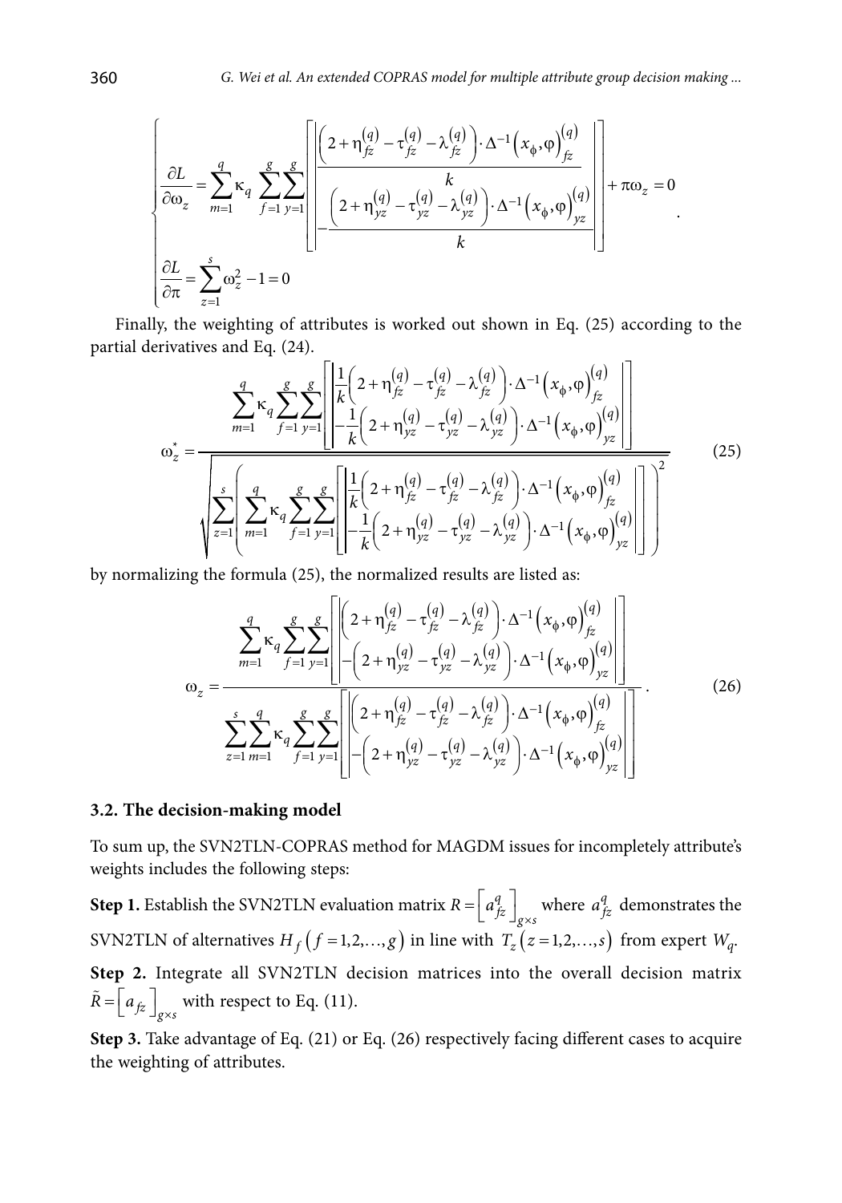$$
\begin{cases}
\dfrac{\partial L}{\partial \omega_z} = \displaystyle\sum_{m=1}^{q} \kappa_q \sum_{f=1}^{g}\sum_{y=1}^{g} \left[ \left| \begin{array}{l} \dfrac{\left(2+\eta_{fz}^{(q)}-\tau_{fz}^{(q)}-\lambda_{fz}^{(q)}\right)\cdot \Delta^{-1}\left(x_{\phi},\varphi\right)_{fz}^{(q)}}{k} \\ -\dfrac{\left(2+\eta_{yz}^{(q)}-\tau_{yz}^{(q)}-\lambda_{yz}^{(q)}\right)\cdot \Delta^{-1}\left(x_{\phi},\varphi\right)_{yz}^{(q)}}{k} \end{array} \right| \right] + \pi\omega_z = 0 \\
\dfrac{\partial L}{\partial \pi} = \displaystyle\sum_{z=1}^{s} \omega_z^2 - 1 = 0
\end{cases}.
$$

Finally, the weighting of attributes is worked out shown in Eq. (25) according to the partial derivatives and Eq. (24).

$$
\omega_z^* = \frac{\displaystyle\sum_{m=1}^{q} \kappa_q \sum_{f=1}^{g}\sum_{y=1}^{g} \left[ \left| \begin{array}{l} \frac{1}{k}\left(2+\eta_{fz}^{(q)}-\tau_{fz}^{(q)}-\lambda_{fz}^{(q)}\right)\cdot \Delta^{-1}\left(x_{\phi},\varphi\right)_{fz}^{(q)} \\ -\frac{1}{k}\left(2+\eta_{yz}^{(q)}-\tau_{yz}^{(q)}-\lambda_{yz}^{(q)}\right)\cdot \Delta^{-1}\left(x_{\phi},\varphi\right)_{yz}^{(q)} \end{array} \right| \right]}{\sqrt{\displaystyle\sum_{z=1}^{s} \left( \sum_{m=1}^{q} \kappa_q \sum_{f=1}^{g}\sum_{y=1}^{g} \left[ \left| \begin{array}{l} \frac{1}{k}\left(2+\eta_{fz}^{(q)}-\tau_{fz}^{(q)}-\lambda_{fz}^{(q)}\right)\cdot \Delta^{-1}\left(x_{\phi},\varphi\right)_{fz}^{(q)} \\ -\frac{1}{k}\left(2+\eta_{yz}^{(q)}-\tau_{yz}^{(q)}-\lambda_{yz}^{(q)}\right)\cdot \Delta^{-1}\left(x_{\phi},\varphi\right)_{yz}^{(q)} \end{array} \right| \right] \right)^2}} \tag{25}
$$

by normalizing the formula (25), the normalized results are listed as:

$$
\omega_z = \frac{\displaystyle\sum_{m=1}^{q} \kappa_q \sum_{f=1}^{g}\sum_{y=1}^{g} \left[ \left| \begin{array}{l} \left(2+\eta_{fz}^{(q)}-\tau_{fz}^{(q)}-\lambda_{fz}^{(q)}\right)\cdot \Delta^{-1}\left(x_{\phi},\varphi\right)_{fz}^{(q)} \\ -\left(2+\eta_{yz}^{(q)}-\tau_{yz}^{(q)}-\lambda_{yz}^{(q)}\right)\cdot \Delta^{-1}\left(x_{\phi},\varphi\right)_{yz}^{(q)} \end{array} \right| \right]}{\displaystyle\sum_{z=1}^{s}\sum_{m=1}^{q} \kappa_q \sum_{f=1}^{g}\sum_{y=1}^{g} \left[ \left| \begin{array}{l} \left(2+\eta_{fz}^{(q)}-\tau_{fz}^{(q)}-\lambda_{fz}^{(q)}\right)\cdot \Delta^{-1}\left(x_{\phi},\varphi\right)_{fz}^{(q)} \\ -\left(2+\eta_{yz}^{(q)}-\tau_{yz}^{(q)}-\lambda_{yz}^{(q)}\right)\cdot \Delta^{-1}\left(x_{\phi},\varphi\right)_{yz}^{(q)} \end{array} \right| \right]}. \tag{26}
$$

### 3.2. The decision-making model

To sum up, the SVN2TLN-COPRAS method for MAGDM issues for incompletely attribute's weights includes the following steps:

**Step 1.** Establish the SVN2TLN evaluation matrix $R = \left[a_{fz}^{q}\right]_{g\times s}$ where $a_{fz}^{q}$ demonstrates the SVN2TLN of alternatives $H_f\left(f=1,2,\ldots,g\right)$ in line with $T_z\left(z=1,2,\ldots,s\right)$ from expert $W_q$.

**Step 2.** Integrate all SVN2TLN decision matrices into the overall decision matrix $\tilde{R} = \left[a_{fz}\right]_{g\times s}$ with respect to Eq. (11).

**Step 3.** Take advantage of Eq. (21) or Eq. (26) respectively facing different cases to acquire the weighting of attributes.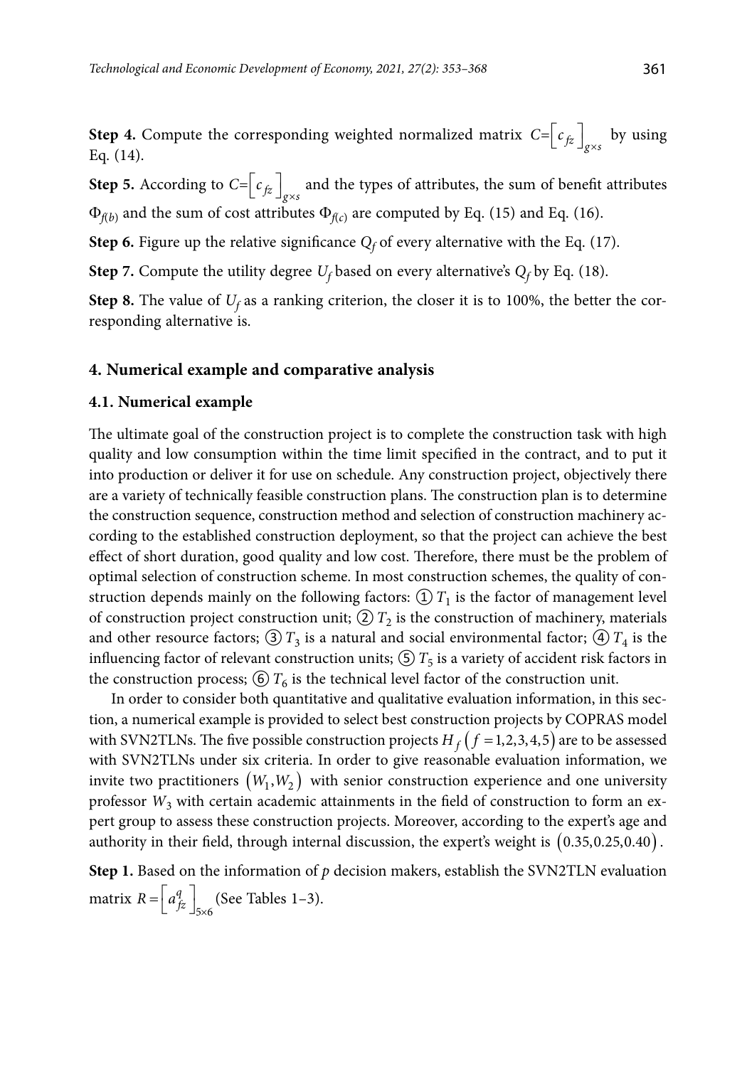**Step 4.** Compute the corresponding weighted normalized matrix $C=\left[c_{fz}\right]_{g\times s}$ by using Eq. (14).

**Step 5.** According to $C=\left[c_{fz}\right]_{g\times s}$ and the types of attributes, the sum of benefit attributes $\Phi_{f(b)}$ and the sum of cost attributes $\Phi_{f(c)}$ are computed by Eq. (15) and Eq. (16).

**Step 6.** Figure up the relative significance $Q_f$ of every alternative with the Eq. (17).

**Step 7.** Compute the utility degree $U_f$ based on every alternative's $Q_f$ by Eq. (18).

**Step 8.** The value of $U_f$ as a ranking criterion, the closer it is to 100%, the better the corresponding alternative is.

## 4. Numerical example and comparative analysis

### 4.1. Numerical example

The ultimate goal of the construction project is to complete the construction task with high quality and low consumption within the time limit specified in the contract, and to put it into production or deliver it for use on schedule. Any construction project, objectively there are a variety of technically feasible construction plans. The construction plan is to determine the construction sequence, construction method and selection of construction machinery according to the established construction deployment, so that the project can achieve the best effect of short duration, good quality and low cost. Therefore, there must be the problem of optimal selection of construction scheme. In most construction schemes, the quality of construction depends mainly on the following factors: ① $T_1$ is the factor of management level of construction project construction unit; ② $T_2$ is the construction of machinery, materials and other resource factors; ③ $T_3$ is a natural and social environmental factor; ④ $T_4$ is the influencing factor of relevant construction units; ⑤ $T_5$ is a variety of accident risk factors in the construction process; ⑥ $T_6$ is the technical level factor of the construction unit.

In order to consider both quantitative and qualitative evaluation information, in this section, a numerical example is provided to select best construction projects by COPRAS model with SVN2TLNs. The five possible construction projects $H_f\left(f=1,2,3,4,5\right)$ are to be assessed with SVN2TLNs under six criteria. In order to give reasonable evaluation information, we invite two practitioners $\left(W_1,W_2\right)$ with senior construction experience and one university professor $W_3$ with certain academic attainments in the field of construction to form an expert group to assess these construction projects. Moreover, according to the expert's age and authority in their field, through internal discussion, the expert's weight is $\left(0.35,0.25,0.40\right)$.

**Step 1.** Based on the information of $p$ decision makers, establish the SVN2TLN evaluation matrix $R=\left[a_{fz}^{q}\right]_{5\times 6}$ (See Tables 1–3).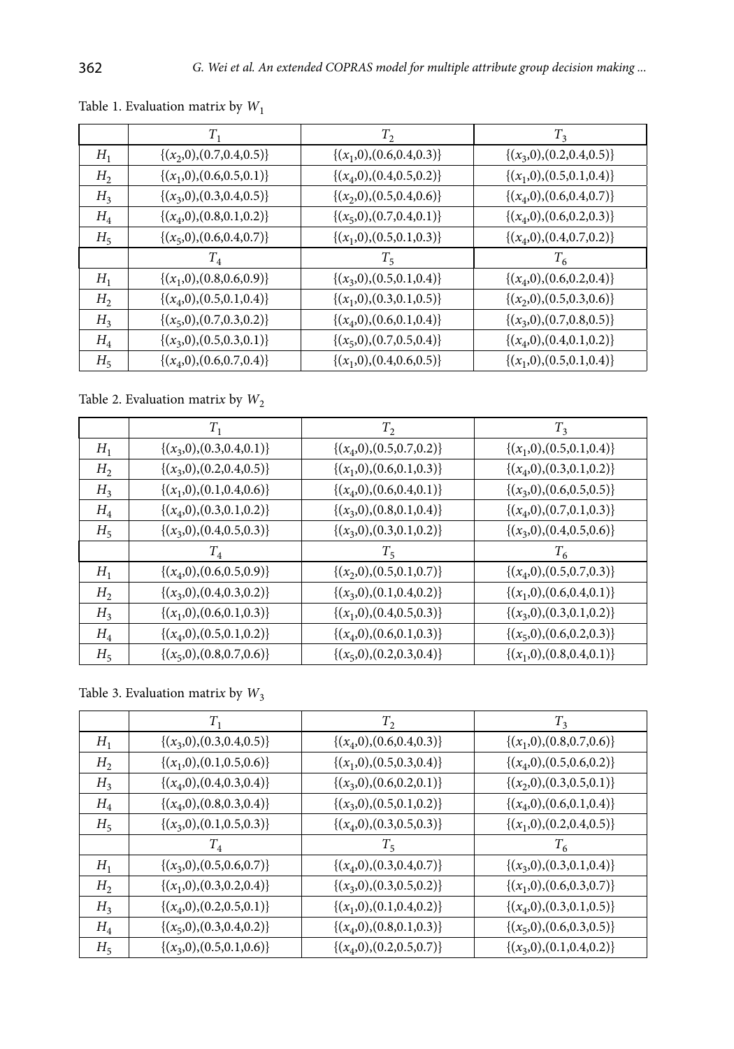Table 1. Evaluation matrix by $W_1$

| | $T_1$ | $T_2$ | $T_3$ |
|---|---|---|---|
| $H_1$ | $\{(x_2,0),(0.7,0.4,0.5)\}$ | $\{(x_1,0),(0.6,0.4,0.3)\}$ | $\{(x_3,0),(0.2,0.4,0.5)\}$ |
| $H_2$ | $\{(x_1,0),(0.6,0.5,0.1)\}$ | $\{(x_4,0),(0.4,0.5,0.2)\}$ | $\{(x_1,0),(0.5,0.1,0.4)\}$ |
| $H_3$ | $\{(x_3,0),(0.3,0.4,0.5)\}$ | $\{(x_2,0),(0.5,0.4,0.6)\}$ | $\{(x_4,0),(0.6,0.4,0.7)\}$ |
| $H_4$ | $\{(x_4,0),(0.8,0.1,0.2)\}$ | $\{(x_5,0),(0.7,0.4,0.1)\}$ | $\{(x_4,0),(0.6,0.2,0.3)\}$ |
| $H_5$ | $\{(x_5,0),(0.6,0.4,0.7)\}$ | $\{(x_1,0),(0.5,0.1,0.3)\}$ | $\{(x_4,0),(0.4,0.7,0.2)\}$ |
| | $T_4$ | $T_5$ | $T_6$ |
| $H_1$ | $\{(x_1,0),(0.8,0.6,0.9)\}$ | $\{(x_3,0),(0.5,0.1,0.4)\}$ | $\{(x_4,0),(0.6,0.2,0.4)\}$ |
| $H_2$ | $\{(x_4,0),(0.5,0.1,0.4)\}$ | $\{(x_1,0),(0.3,0.1,0.5)\}$ | $\{(x_2,0),(0.5,0.3,0.6)\}$ |
| $H_3$ | $\{(x_5,0),(0.7,0.3,0.2)\}$ | $\{(x_4,0),(0.6,0.1,0.4)\}$ | $\{(x_3,0),(0.7,0.8,0.5)\}$ |
| $H_4$ | $\{(x_3,0),(0.5,0.3,0.1)\}$ | $\{(x_5,0),(0.7,0.5,0.4)\}$ | $\{(x_4,0),(0.4,0.1,0.2)\}$ |
| $H_5$ | $\{(x_4,0),(0.6,0.7,0.4)\}$ | $\{(x_1,0),(0.4,0.6,0.5)\}$ | $\{(x_1,0),(0.5,0.1,0.4)\}$ |

Table 2. Evaluation matrix by $W_2$

| | $T_1$ | $T_2$ | $T_3$ |
|---|---|---|---|
| $H_1$ | $\{(x_3,0),(0.3,0.4,0.1)\}$ | $\{(x_4,0),(0.5,0.7,0.2)\}$ | $\{(x_1,0),(0.5,0.1,0.4)\}$ |
| $H_2$ | $\{(x_3,0),(0.2,0.4,0.5)\}$ | $\{(x_1,0),(0.6,0.1,0.3)\}$ | $\{(x_4,0),(0.3,0.1,0.2)\}$ |
| $H_3$ | $\{(x_1,0),(0.1,0.4,0.6)\}$ | $\{(x_4,0),(0.6,0.4,0.1)\}$ | $\{(x_3,0),(0.6,0.5,0.5)\}$ |
| $H_4$ | $\{(x_4,0),(0.3,0.1,0.2)\}$ | $\{(x_3,0),(0.8,0.1,0.4)\}$ | $\{(x_4,0),(0.7,0.1,0.3)\}$ |
| $H_5$ | $\{(x_3,0),(0.4,0.5,0.3)\}$ | $\{(x_3,0),(0.3,0.1,0.2)\}$ | $\{(x_3,0),(0.4,0.5,0.6)\}$ |
| | $T_4$ | $T_5$ | $T_6$ |
| $H_1$ | $\{(x_4,0),(0.6,0.5,0.9)\}$ | $\{(x_2,0),(0.5,0.1,0.7)\}$ | $\{(x_4,0),(0.5,0.7,0.3)\}$ |
| $H_2$ | $\{(x_3,0),(0.4,0.3,0.2)\}$ | $\{(x_3,0),(0.1,0.4,0.2)\}$ | $\{(x_1,0),(0.6,0.4,0.1)\}$ |
| $H_3$ | $\{(x_1,0),(0.6,0.1,0.3)\}$ | $\{(x_1,0),(0.4,0.5,0.3)\}$ | $\{(x_3,0),(0.3,0.1,0.2)\}$ |
| $H_4$ | $\{(x_4,0),(0.5,0.1,0.2)\}$ | $\{(x_4,0),(0.6,0.1,0.3)\}$ | $\{(x_5,0),(0.6,0.2,0.3)\}$ |
| $H_5$ | $\{(x_5,0),(0.8,0.7,0.6)\}$ | $\{(x_5,0),(0.2,0.3,0.4)\}$ | $\{(x_1,0),(0.8,0.4,0.1)\}$ |

Table 3. Evaluation matrix by $W_3$

| | $T_1$ | $T_2$ | $T_3$ |
|---|---|---|---|
| $H_1$ | $\{(x_3,0),(0.3,0.4,0.5)\}$ | $\{(x_4,0),(0.6,0.4,0.3)\}$ | $\{(x_1,0),(0.8,0.7,0.6)\}$ |
| $H_2$ | $\{(x_1,0),(0.1,0.5,0.6)\}$ | $\{(x_1,0),(0.5,0.3,0.4)\}$ | $\{(x_4,0),(0.5,0.6,0.2)\}$ |
| $H_3$ | $\{(x_4,0),(0.4,0.3,0.4)\}$ | $\{(x_3,0),(0.6,0.2,0.1)\}$ | $\{(x_2,0),(0.3,0.5,0.1)\}$ |
| $H_4$ | $\{(x_4,0),(0.8,0.3,0.4)\}$ | $\{(x_3,0),(0.5,0.1,0.2)\}$ | $\{(x_4,0),(0.6,0.1,0.4)\}$ |
| $H_5$ | $\{(x_3,0),(0.1,0.5,0.3)\}$ | $\{(x_4,0),(0.3,0.5,0.3)\}$ | $\{(x_1,0),(0.2,0.4,0.5)\}$ |
| | $T_4$ | $T_5$ | $T_6$ |
| $H_1$ | $\{(x_3,0),(0.5,0.6,0.7)\}$ | $\{(x_4,0),(0.3,0.4,0.7)\}$ | $\{(x_3,0),(0.3,0.1,0.4)\}$ |
| $H_2$ | $\{(x_1,0),(0.3,0.2,0.4)\}$ | $\{(x_3,0),(0.3,0.5,0.2)\}$ | $\{(x_1,0),(0.6,0.3,0.7)\}$ |
| $H_3$ | $\{(x_4,0),(0.2,0.5,0.1)\}$ | $\{(x_1,0),(0.1,0.4,0.2)\}$ | $\{(x_4,0),(0.3,0.1,0.5)\}$ |
| $H_4$ | $\{(x_5,0),(0.3,0.4,0.2)\}$ | $\{(x_4,0),(0.8,0.1,0.3)\}$ | $\{(x_5,0),(0.6,0.3,0.5)\}$ |
| $H_5$ | $\{(x_3,0),(0.5,0.1,0.6)\}$ | $\{(x_4,0),(0.2,0.5,0.7)\}$ | $\{(x_3,0),(0.1,0.4,0.2)\}$ |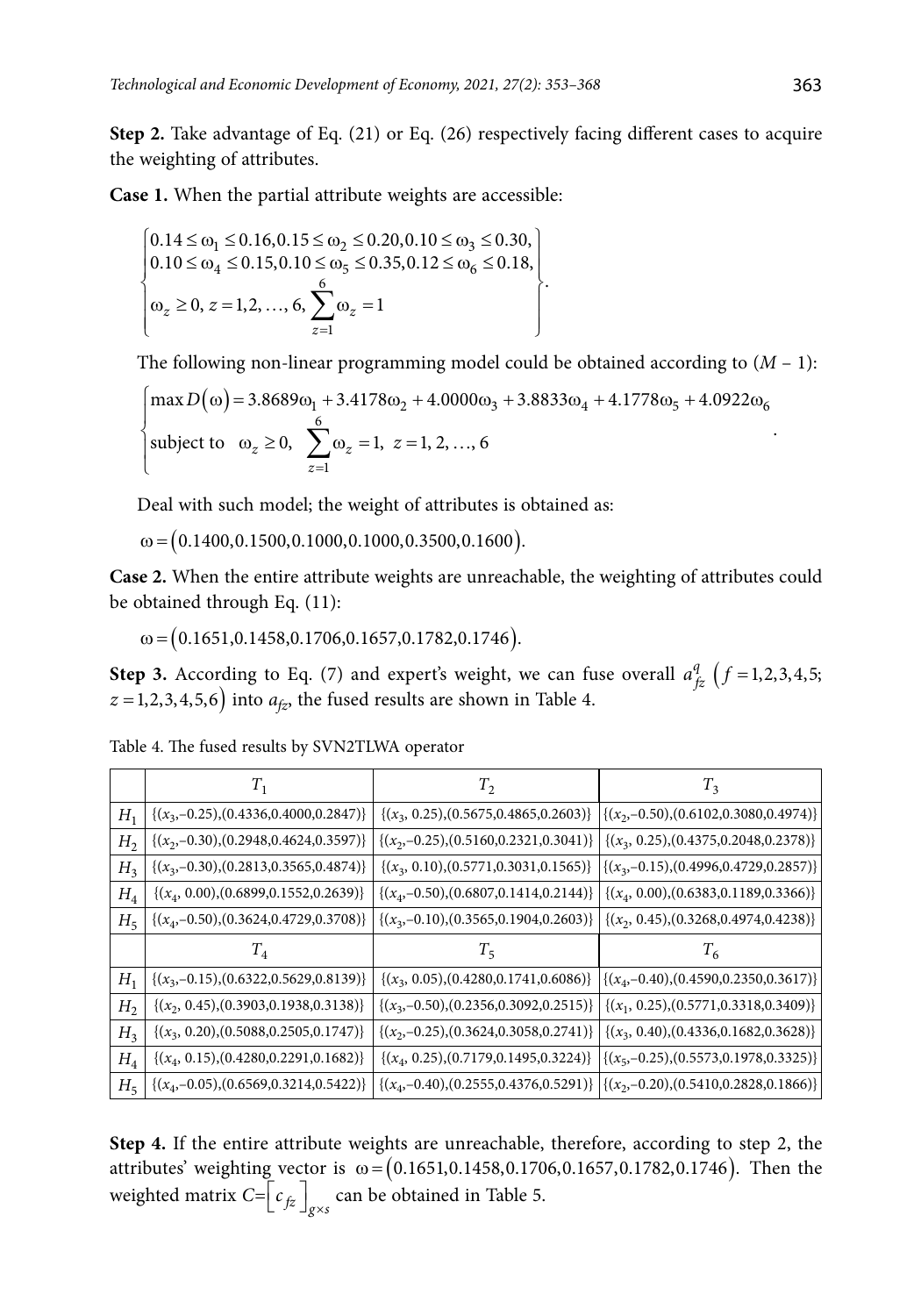**Step 2.** Take advantage of Eq. (21) or Eq. (26) respectively facing different cases to acquire the weighting of attributes.

**Case 1.** When the partial attribute weights are accessible:

$$\left\{\begin{array}{l} 0.14 \le \omega_1 \le 0.16, 0.15 \le \omega_2 \le 0.20, 0.10 \le \omega_3 \le 0.30, \\ 0.10 \le \omega_4 \le 0.15, 0.10 \le \omega_5 \le 0.35, 0.12 \le \omega_6 \le 0.18, \\ \omega_z \ge 0,\ z = 1,2,\ldots,6,\ \sum_{z=1}^{6} \omega_z = 1 \end{array}\right\}.$$

The following non-linear programming model could be obtained according to $(M-1)$:

$$\left\{\begin{array}{l} \max D(\omega) = 3.8689\omega_1 + 3.4178\omega_2 + 4.0000\omega_3 + 3.8833\omega_4 + 4.1778\omega_5 + 4.0922\omega_6 \\ \text{subject to} \quad \omega_z \ge 0,\ \sum_{z=1}^{6} \omega_z = 1,\ z = 1, 2, \ldots, 6 \end{array}\right. .$$

Deal with such model; the weight of attributes is obtained as:

$\omega = (0.1400, 0.1500, 0.1000, 0.1000, 0.3500, 0.1600)$.

**Case 2.** When the entire attribute weights are unreachable, the weighting of attributes could be obtained through Eq. (11):

$\omega = (0.1651, 0.1458, 0.1706, 0.1657, 0.1782, 0.1746)$.

**Step 3.** According to Eq. (7) and expert's weight, we can fuse overall $a_{fz}^{q}$ $(f = 1,2,3,4,5;$ $z = 1,2,3,4,5,6)$ into $a_{fz}$, the fused results are shown in Table 4.

Table 4. The fused results by SVN2TLWA operator

| | $T_1$ | $T_2$ | $T_3$ |
|---|---|---|---|
| $H_1$ | $\{(x_3,-0.25),(0.4336,0.4000,0.2847)\}$ | $\{(x_3, 0.25),(0.5675,0.4865,0.2603)\}$ | $\{(x_2,-0.50),(0.6102,0.3080,0.4974)\}$ |
| $H_2$ | $\{(x_2,-0.30),(0.2948,0.4624,0.3597)\}$ | $\{(x_2,-0.25),(0.5160,0.2321,0.3041)\}$ | $\{(x_3, 0.25),(0.4375,0.2048,0.2378)\}$ |
| $H_3$ | $\{(x_3,-0.30),(0.2813,0.3565,0.4874)\}$ | $\{(x_3, 0.10),(0.5771,0.3031,0.1565)\}$ | $\{(x_3,-0.15),(0.4996,0.4729,0.2857)\}$ |
| $H_4$ | $\{(x_4, 0.00),(0.6899,0.1552,0.2639)\}$ | $\{(x_4,-0.50),(0.6807,0.1414,0.2144)\}$ | $\{(x_4, 0.00),(0.6383,0.1189,0.3366)\}$ |
| $H_5$ | $\{(x_4,-0.50),(0.3624,0.4729,0.3708)\}$ | $\{(x_3,-0.10),(0.3565,0.1904,0.2603)\}$ | $\{(x_2, 0.45),(0.3268,0.4974,0.4238)\}$ |
| | $T_4$ | $T_5$ | $T_6$ |
| $H_1$ | $\{(x_3,-0.15),(0.6322,0.5629,0.8139)\}$ | $\{(x_3, 0.05),(0.4280,0.1741,0.6086)\}$ | $\{(x_4,-0.40),(0.4590,0.2350,0.3617)\}$ |
| $H_2$ | $\{(x_2, 0.45),(0.3903,0.1938,0.3138)\}$ | $\{(x_3,-0.50),(0.2356,0.3092,0.2515)\}$ | $\{(x_1, 0.25),(0.5771,0.3318,0.3409)\}$ |
| $H_3$ | $\{(x_3, 0.20),(0.5088,0.2505,0.1747)\}$ | $\{(x_2,-0.25),(0.3624,0.3058,0.2741)\}$ | $\{(x_3, 0.40),(0.4336,0.1682,0.3628)\}$ |
| $H_4$ | $\{(x_4, 0.15),(0.4280,0.2291,0.1682)\}$ | $\{(x_4, 0.25),(0.7179,0.1495,0.3224)\}$ | $\{(x_5,-0.25),(0.5573,0.1978,0.3325)\}$ |
| $H_5$ | $\{(x_4,-0.05),(0.6569,0.3214,0.5422)\}$ | $\{(x_4,-0.40),(0.2555,0.4376,0.5291)\}$ | $\{(x_2,-0.20),(0.5410,0.2828,0.1866)\}$ |

**Step 4.** If the entire attribute weights are unreachable, therefore, according to step 2, the attributes' weighting vector is $\omega = (0.1651, 0.1458, 0.1706, 0.1657, 0.1782, 0.1746)$. Then the weighted matrix $C = \left[c_{fz}\right]_{g \times s}$ can be obtained in Table 5.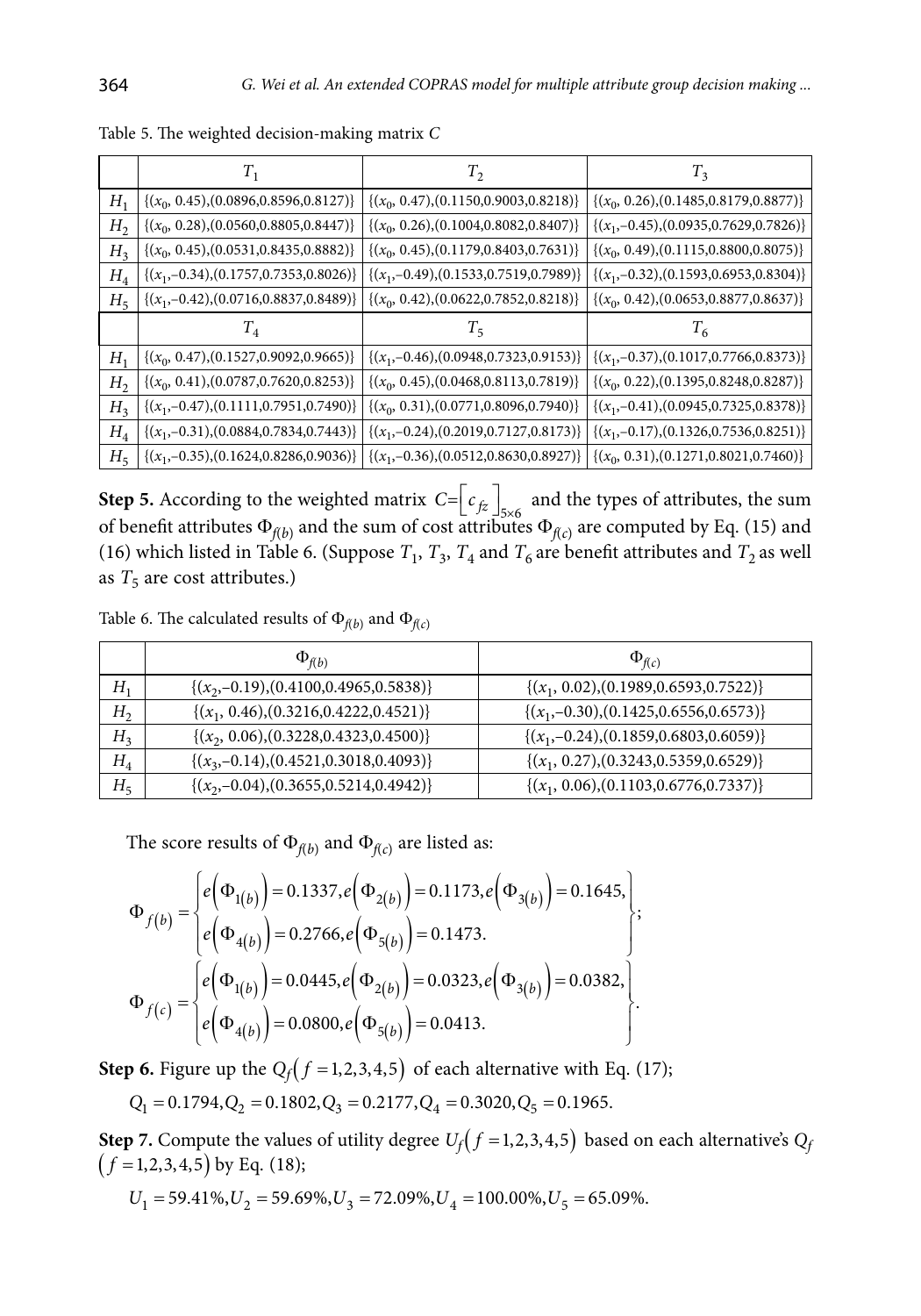Table 5. The weighted decision-making matrix $C$

| | $T_1$ | $T_2$ | $T_3$ |
|---|---|---|---|
| $H_1$ | $\{(x_0, 0.45),(0.0896,0.8596,0.8127)\}$ | $\{(x_0, 0.47),(0.1150,0.9003,0.8218)\}$ | $\{(x_0, 0.26),(0.1485,0.8179,0.8877)\}$ |
| $H_2$ | $\{(x_0, 0.28),(0.0560,0.8805,0.8447)\}$ | $\{(x_0, 0.26),(0.1004,0.8082,0.8407)\}$ | $\{(x_1,-0.45),(0.0935,0.7629,0.7826)\}$ |
| $H_3$ | $\{(x_0, 0.45),(0.0531,0.8435,0.8882)\}$ | $\{(x_0, 0.45),(0.1179,0.8403,0.7631)\}$ | $\{(x_0, 0.49),(0.1115,0.8800,0.8075)\}$ |
| $H_4$ | $\{(x_1,-0.34),(0.1757,0.7353,0.8026)\}$ | $\{(x_1,-0.49),(0.1533,0.7519,0.7989)\}$ | $\{(x_1,-0.32),(0.1593,0.6953,0.8304)\}$ |
| $H_5$ | $\{(x_1,-0.42),(0.0716,0.8837,0.8489)\}$ | $\{(x_0, 0.42),(0.0622,0.7852,0.8218)\}$ | $\{(x_0, 0.42),(0.0653,0.8877,0.8637)\}$ |
| | $T_4$ | $T_5$ | $T_6$ |
| $H_1$ | $\{(x_0, 0.47),(0.1527,0.9092,0.9665)\}$ | $\{(x_1,-0.46),(0.0948,0.7323,0.9153)\}$ | $\{(x_1,-0.37),(0.1017,0.7766,0.8373)\}$ |
| $H_2$ | $\{(x_0, 0.41),(0.0787,0.7620,0.8253)\}$ | $\{(x_0, 0.45),(0.0468,0.8113,0.7819)\}$ | $\{(x_0, 0.22),(0.1395,0.8248,0.8287)\}$ |
| $H_3$ | $\{(x_1,-0.47),(0.1111,0.7951,0.7490)\}$ | $\{(x_0, 0.31),(0.0771,0.8096,0.7940)\}$ | $\{(x_1,-0.41),(0.0945,0.7325,0.8378)\}$ |
| $H_4$ | $\{(x_1,-0.31),(0.0884,0.7834,0.7443)\}$ | $\{(x_1,-0.24),(0.2019,0.7127,0.8173)\}$ | $\{(x_1,-0.17),(0.1326,0.7536,0.8251)\}$ |
| $H_5$ | $\{(x_1,-0.35),(0.1624,0.8286,0.9036)\}$ | $\{(x_1,-0.36),(0.0512,0.8630,0.8927)\}$ | $\{(x_0, 0.31),(0.1271,0.8021,0.7460)\}$ |

**Step 5.** According to the weighted matrix $C=\left[c_{fz}\right]_{5\times 6}$ and the types of attributes, the sum of benefit attributes $\Phi_{f(b)}$ and the sum of cost attributes $\Phi_{f(c)}$ are computed by Eq. (15) and (16) which listed in Table 6. (Suppose $T_1$, $T_3$, $T_4$ and $T_6$ are benefit attributes and $T_2$ as well as $T_5$ are cost attributes.)

Table 6. The calculated results of $\Phi_{f(b)}$ and $\Phi_{f(c)}$

| | $\Phi_{f(b)}$ | $\Phi_{f(c)}$ |
|---|---|---|
| $H_1$ | $\{(x_2,-0.19),(0.4100,0.4965,0.5838)\}$ | $\{(x_1, 0.02),(0.1989,0.6593,0.7522)\}$ |
| $H_2$ | $\{(x_1, 0.46),(0.3216,0.4222,0.4521)\}$ | $\{(x_1,-0.30),(0.1425,0.6556,0.6573)\}$ |
| $H_3$ | $\{(x_2, 0.06),(0.3228,0.4323,0.4500)\}$ | $\{(x_1,-0.24),(0.1859,0.6803,0.6059)\}$ |
| $H_4$ | $\{(x_3,-0.14),(0.4521,0.3018,0.4093)\}$ | $\{(x_1, 0.27),(0.3243,0.5359,0.6529)\}$ |
| $H_5$ | $\{(x_2,-0.04),(0.3655,0.5214,0.4942)\}$ | $\{(x_1, 0.06),(0.1103,0.6776,0.7337)\}$ |

The score results of $\Phi_{f(b)}$ and $\Phi_{f(c)}$ are listed as:

$$\Phi_{f(b)}=\left\{\begin{array}{l} e\left(\Phi_{1(b)}\right)=0.1337, e\left(\Phi_{2(b)}\right)=0.1173, e\left(\Phi_{3(b)}\right)=0.1645, \\ e\left(\Phi_{4(b)}\right)=0.2766, e\left(\Phi_{5(b)}\right)=0.1473. \end{array}\right\};$$

$$\Phi_{f(c)}=\left\{\begin{array}{l} e\left(\Phi_{1(b)}\right)=0.0445, e\left(\Phi_{2(b)}\right)=0.0323, e\left(\Phi_{3(b)}\right)=0.0382, \\ e\left(\Phi_{4(b)}\right)=0.0800, e\left(\Phi_{5(b)}\right)=0.0413. \end{array}\right\}.$$

**Step 6.** Figure up the $Q_f\left(f=1,2,3,4,5\right)$ of each alternative with Eq. (17);

$Q_1=0.1794, Q_2=0.1802, Q_3=0.2177, Q_4=0.3020, Q_5=0.1965.$

**Step 7.** Compute the values of utility degree $U_f\left(f=1,2,3,4,5\right)$ based on each alternative's $Q_f$ $\left(f=1,2,3,4,5\right)$ by Eq. (18);

$U_1=59.41\%, U_2=59.69\%, U_3=72.09\%, U_4=100.00\%, U_5=65.09\%.$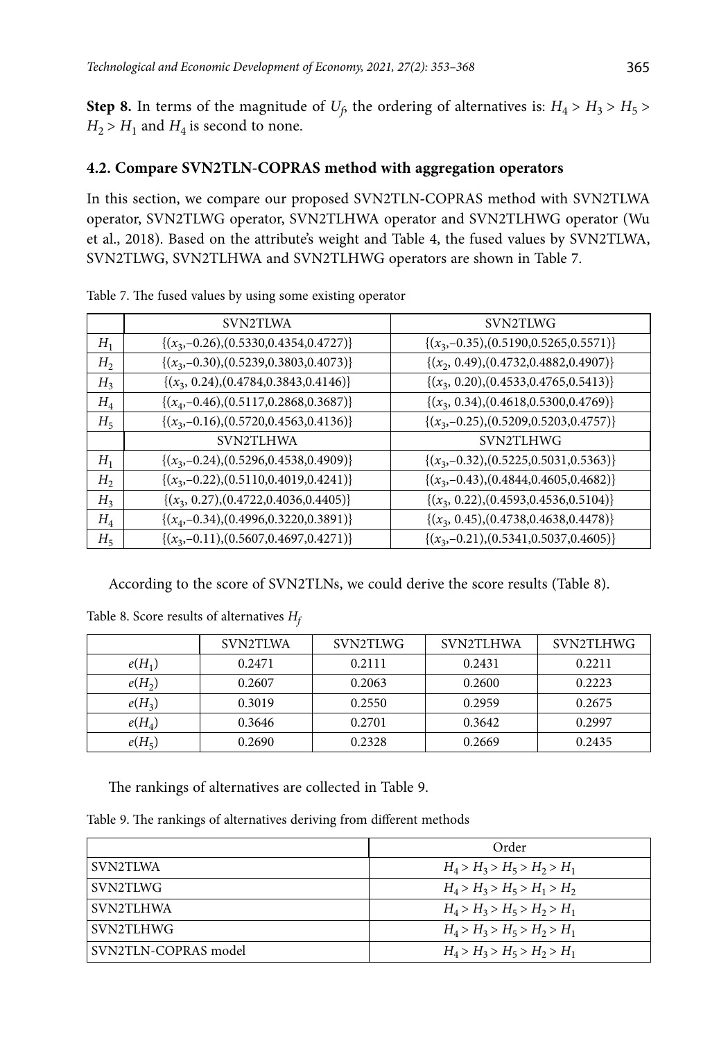**Step 8.** In terms of the magnitude of $U_f$, the ordering of alternatives is: $H_4 > H_3 > H_5 > H_2 > H_1$ and $H_4$ is second to none.

### 4.2. Compare SVN2TLN-COPRAS method with aggregation operators

In this section, we compare our proposed SVN2TLN-COPRAS method with SVN2TLWA operator, SVN2TLWG operator, SVN2TLHWA operator and SVN2TLHWG operator (Wu et al., 2018). Based on the attribute's weight and Table 4, the fused values by SVN2TLWA, SVN2TLWG, SVN2TLHWA and SVN2TLHWG operators are shown in Table 7.

Table 7. The fused values by using some existing operator

| | SVN2TLWA | SVN2TLWG |
|---|---|---|
| $H_1$ | $\{(x_3,-0.26),(0.5330,0.4354,0.4727)\}$ | $\{(x_3,-0.35),(0.5190,0.5265,0.5571)\}$ |
| $H_2$ | $\{(x_3,-0.30),(0.5239,0.3803,0.4073)\}$ | $\{(x_2, 0.49),(0.4732,0.4882,0.4907)\}$ |
| $H_3$ | $\{(x_3, 0.24),(0.4784,0.3843,0.4146)\}$ | $\{(x_3, 0.20),(0.4533,0.4765,0.5413)\}$ |
| $H_4$ | $\{(x_4,-0.46),(0.5117,0.2868,0.3687)\}$ | $\{(x_3, 0.34),(0.4618,0.5300,0.4769)\}$ |
| $H_5$ | $\{(x_3,-0.16),(0.5720,0.4563,0.4136)\}$ | $\{(x_3,-0.25),(0.5209,0.5203,0.4757)\}$ |
| | SVN2TLHWA | SVN2TLHWG |
| $H_1$ | $\{(x_3,-0.24),(0.5296,0.4538,0.4909)\}$ | $\{(x_3,-0.32),(0.5225,0.5031,0.5363)\}$ |
| $H_2$ | $\{(x_3,-0.22),(0.5110,0.4019,0.4241)\}$ | $\{(x_3,-0.43),(0.4844,0.4605,0.4682)\}$ |
| $H_3$ | $\{(x_3, 0.27),(0.4722,0.4036,0.4405)\}$ | $\{(x_3, 0.22),(0.4593,0.4536,0.5104)\}$ |
| $H_4$ | $\{(x_4,-0.34),(0.4996,0.3220,0.3891)\}$ | $\{(x_3, 0.45),(0.4738,0.4638,0.4478)\}$ |
| $H_5$ | $\{(x_3,-0.11),(0.5607,0.4697,0.4271)\}$ | $\{(x_3,-0.21),(0.5341,0.5037,0.4605)\}$ |

According to the score of SVN2TLNs, we could derive the score results (Table 8).

Table 8. Score results of alternatives $H_f$

| | SVN2TLWA | SVN2TLWG | SVN2TLHWA | SVN2TLHWG |
|---|---|---|---|---|
| $e(H_1)$ | 0.2471 | 0.2111 | 0.2431 | 0.2211 |
| $e(H_2)$ | 0.2607 | 0.2063 | 0.2600 | 0.2223 |
| $e(H_3)$ | 0.3019 | 0.2550 | 0.2959 | 0.2675 |
| $e(H_4)$ | 0.3646 | 0.2701 | 0.3642 | 0.2997 |
| $e(H_5)$ | 0.2690 | 0.2328 | 0.2669 | 0.2435 |

The rankings of alternatives are collected in Table 9.

Table 9. The rankings of alternatives deriving from different methods

| | Order |
|---|---|
| SVN2TLWA | $H_4 > H_3 > H_5 > H_2 > H_1$ |
| SVN2TLWG | $H_4 > H_3 > H_5 > H_1 > H_2$ |
| SVN2TLHWA | $H_4 > H_3 > H_5 > H_2 > H_1$ |
| SVN2TLHWG | $H_4 > H_3 > H_5 > H_2 > H_1$ |
| SVN2TLN-COPRAS model | $H_4 > H_3 > H_5 > H_2 > H_1$ |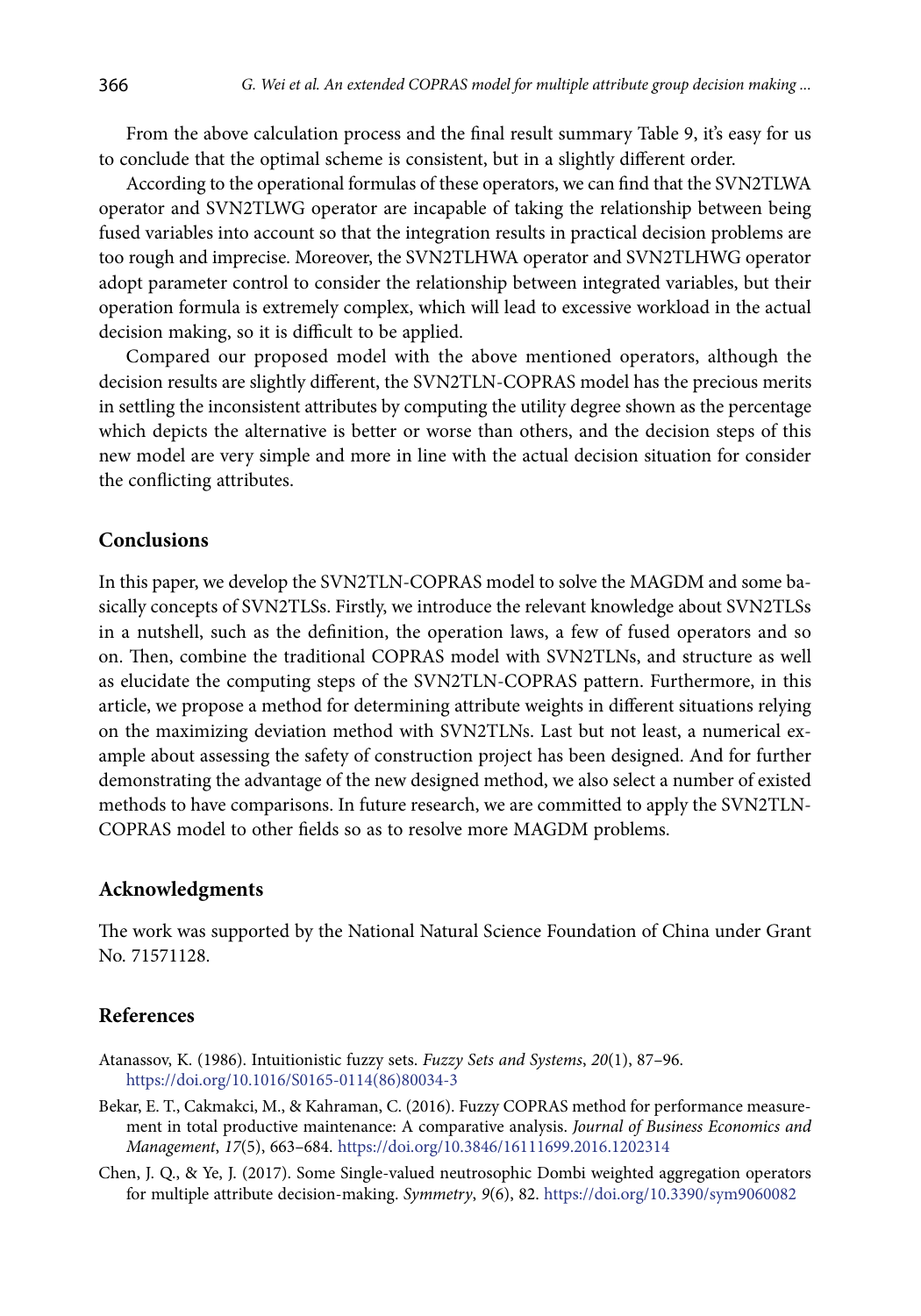From the above calculation process and the final result summary Table 9, it's easy for us to conclude that the optimal scheme is consistent, but in a slightly different order.

According to the operational formulas of these operators, we can find that the SVN2TLWA operator and SVN2TLWG operator are incapable of taking the relationship between being fused variables into account so that the integration results in practical decision problems are too rough and imprecise. Moreover, the SVN2TLHWA operator and SVN2TLHWG operator adopt parameter control to consider the relationship between integrated variables, but their operation formula is extremely complex, which will lead to excessive workload in the actual decision making, so it is difficult to be applied.

Compared our proposed model with the above mentioned operators, although the decision results are slightly different, the SVN2TLN-COPRAS model has the precious merits in settling the inconsistent attributes by computing the utility degree shown as the percentage which depicts the alternative is better or worse than others, and the decision steps of this new model are very simple and more in line with the actual decision situation for consider the conflicting attributes.

## Conclusions

In this paper, we develop the SVN2TLN-COPRAS model to solve the MAGDM and some basically concepts of SVN2TLSs. Firstly, we introduce the relevant knowledge about SVN2TLSs in a nutshell, such as the definition, the operation laws, a few of fused operators and so on. Then, combine the traditional COPRAS model with SVN2TLNs, and structure as well as elucidate the computing steps of the SVN2TLN-COPRAS pattern. Furthermore, in this article, we propose a method for determining attribute weights in different situations relying on the maximizing deviation method with SVN2TLNs. Last but not least, a numerical example about assessing the safety of construction project has been designed. And for further demonstrating the advantage of the new designed method, we also select a number of existed methods to have comparisons. In future research, we are committed to apply the SVN2TLN-COPRAS model to other fields so as to resolve more MAGDM problems.

## Acknowledgments

The work was supported by the National Natural Science Foundation of China under Grant No. 71571128.

## References

Atanassov, K. (1986). Intuitionistic fuzzy sets. *Fuzzy Sets and Systems*, *20*(1), 87–96. https://doi.org/10.1016/S0165-0114(86)80034-3

Bekar, E. T., Cakmakci, M., & Kahraman, C. (2016). Fuzzy COPRAS method for performance measurement in total productive maintenance: A comparative analysis. *Journal of Business Economics and Management*, *17*(5), 663–684. https://doi.org/10.3846/16111699.2016.1202314

Chen, J. Q., & Ye, J. (2017). Some Single-valued neutrosophic Dombi weighted aggregation operators for multiple attribute decision-making. *Symmetry*, *9*(6), 82. https://doi.org/10.3390/sym9060082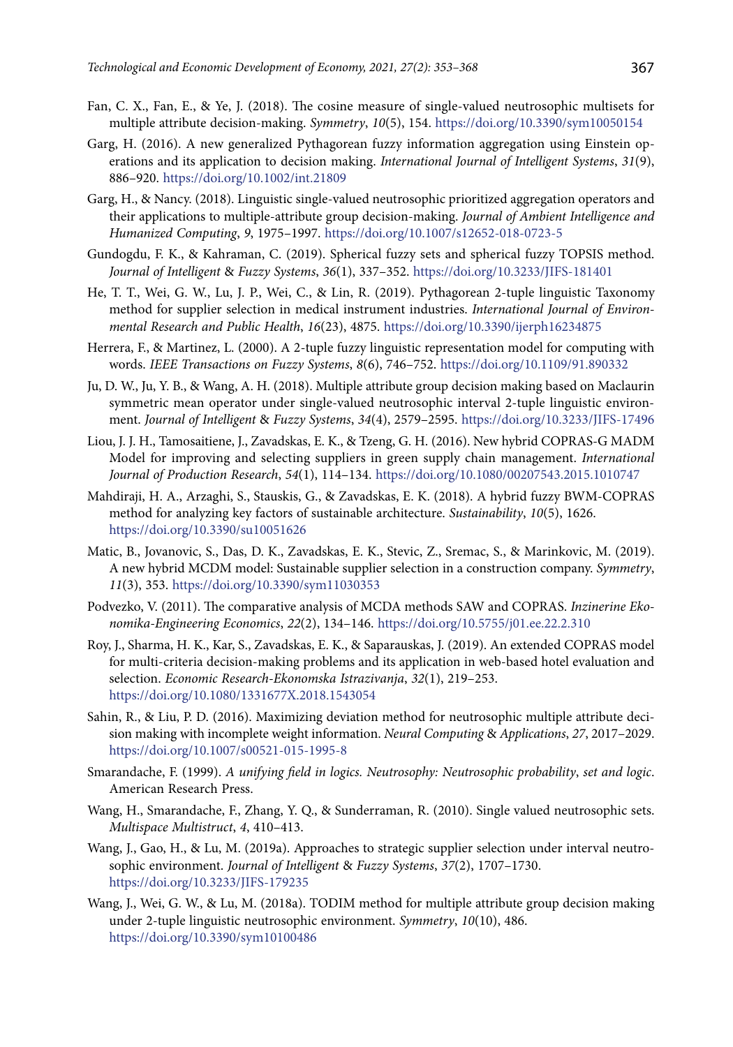Fan, C. X., Fan, E., & Ye, J. (2018). The cosine measure of single-valued neutrosophic multisets for multiple attribute decision-making. *Symmetry*, *10*(5), 154. https://doi.org/10.3390/sym10050154

Garg, H. (2016). A new generalized Pythagorean fuzzy information aggregation using Einstein operations and its application to decision making. *International Journal of Intelligent Systems*, *31*(9), 886–920. https://doi.org/10.1002/int.21809

Garg, H., & Nancy. (2018). Linguistic single-valued neutrosophic prioritized aggregation operators and their applications to multiple-attribute group decision-making. *Journal of Ambient Intelligence and Humanized Computing*, *9*, 1975–1997. https://doi.org/10.1007/s12652-018-0723-5

Gundogdu, F. K., & Kahraman, C. (2019). Spherical fuzzy sets and spherical fuzzy TOPSIS method. *Journal of Intelligent & Fuzzy Systems*, *36*(1), 337–352. https://doi.org/10.3233/JIFS-181401

He, T. T., Wei, G. W., Lu, J. P., Wei, C., & Lin, R. (2019). Pythagorean 2-tuple linguistic Taxonomy method for supplier selection in medical instrument industries. *International Journal of Environmental Research and Public Health*, *16*(23), 4875. https://doi.org/10.3390/ijerph16234875

Herrera, F., & Martinez, L. (2000). A 2-tuple fuzzy linguistic representation model for computing with words. *IEEE Transactions on Fuzzy Systems*, *8*(6), 746–752. https://doi.org/10.1109/91.890332

Ju, D. W., Ju, Y. B., & Wang, A. H. (2018). Multiple attribute group decision making based on Maclaurin symmetric mean operator under single-valued neutrosophic interval 2-tuple linguistic environment. *Journal of Intelligent & Fuzzy Systems*, *34*(4), 2579–2595. https://doi.org/10.3233/JIFS-17496

Liou, J. J. H., Tamosaitiene, J., Zavadskas, E. K., & Tzeng, G. H. (2016). New hybrid COPRAS-G MADM Model for improving and selecting suppliers in green supply chain management. *International Journal of Production Research*, *54*(1), 114–134. https://doi.org/10.1080/00207543.2015.1010747

Mahdiraji, H. A., Arzaghi, S., Stauskis, G., & Zavadskas, E. K. (2018). A hybrid fuzzy BWM-COPRAS method for analyzing key factors of sustainable architecture. *Sustainability*, *10*(5), 1626. https://doi.org/10.3390/su10051626

Matic, B., Jovanovic, S., Das, D. K., Zavadskas, E. K., Stevic, Z., Sremac, S., & Marinkovic, M. (2019). A new hybrid MCDM model: Sustainable supplier selection in a construction company. *Symmetry*, *11*(3), 353. https://doi.org/10.3390/sym11030353

Podvezko, V. (2011). The comparative analysis of MCDA methods SAW and COPRAS. *Inzinerine Ekonomika-Engineering Economics*, *22*(2), 134–146. https://doi.org/10.5755/j01.ee.22.2.310

Roy, J., Sharma, H. K., Kar, S., Zavadskas, E. K., & Saparauskas, J. (2019). An extended COPRAS model for multi-criteria decision-making problems and its application in web-based hotel evaluation and selection. *Economic Research-Ekonomska Istrazivanja*, *32*(1), 219–253. https://doi.org/10.1080/1331677X.2018.1543054

Sahin, R., & Liu, P. D. (2016). Maximizing deviation method for neutrosophic multiple attribute decision making with incomplete weight information. *Neural Computing & Applications*, *27*, 2017–2029. https://doi.org/10.1007/s00521-015-1995-8

Smarandache, F. (1999). *A unifying field in logics. Neutrosophy: Neutrosophic probability, set and logic*. American Research Press.

Wang, H., Smarandache, F., Zhang, Y. Q., & Sunderraman, R. (2010). Single valued neutrosophic sets. *Multispace Multistruct*, *4*, 410–413.

Wang, J., Gao, H., & Lu, M. (2019a). Approaches to strategic supplier selection under interval neutrosophic environment. *Journal of Intelligent & Fuzzy Systems*, *37*(2), 1707–1730. https://doi.org/10.3233/JIFS-179235

Wang, J., Wei, G. W., & Lu, M. (2018a). TODIM method for multiple attribute group decision making under 2-tuple linguistic neutrosophic environment. *Symmetry*, *10*(10), 486. https://doi.org/10.3390/sym10100486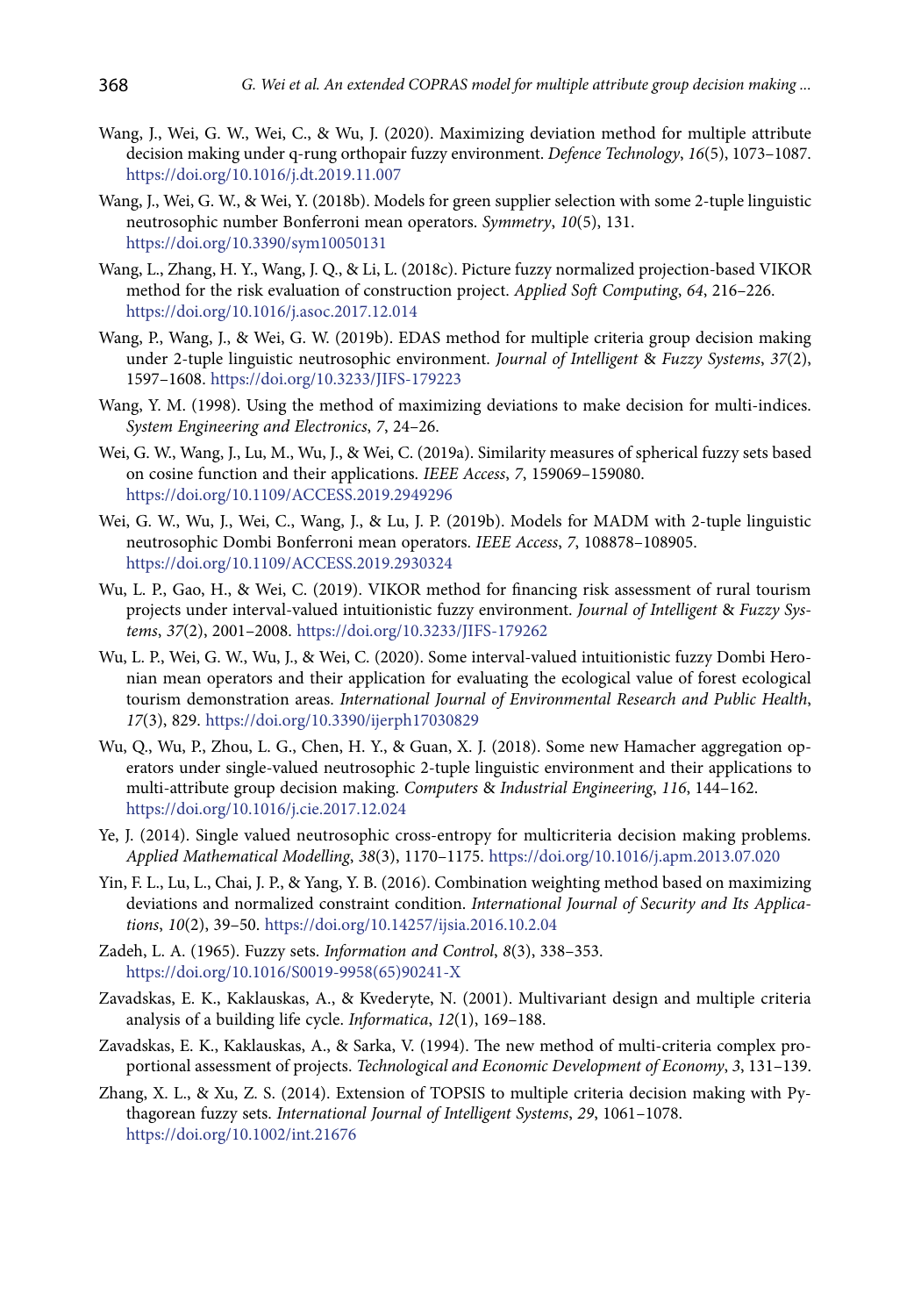Wang, J., Wei, G. W., Wei, C., & Wu, J. (2020). Maximizing deviation method for multiple attribute decision making under q-rung orthopair fuzzy environment. *Defence Technology*, *16*(5), 1073–1087. https://doi.org/10.1016/j.dt.2019.11.007

Wang, J., Wei, G. W., & Wei, Y. (2018b). Models for green supplier selection with some 2-tuple linguistic neutrosophic number Bonferroni mean operators. *Symmetry*, *10*(5), 131. https://doi.org/10.3390/sym10050131

Wang, L., Zhang, H. Y., Wang, J. Q., & Li, L. (2018c). Picture fuzzy normalized projection-based VIKOR method for the risk evaluation of construction project. *Applied Soft Computing*, *64*, 216–226. https://doi.org/10.1016/j.asoc.2017.12.014

Wang, P., Wang, J., & Wei, G. W. (2019b). EDAS method for multiple criteria group decision making under 2-tuple linguistic neutrosophic environment. *Journal of Intelligent & Fuzzy Systems*, *37*(2), 1597–1608. https://doi.org/10.3233/JIFS-179223

Wang, Y. M. (1998). Using the method of maximizing deviations to make decision for multi-indices. *System Engineering and Electronics*, *7*, 24–26.

Wei, G. W., Wang, J., Lu, M., Wu, J., & Wei, C. (2019a). Similarity measures of spherical fuzzy sets based on cosine function and their applications. *IEEE Access*, *7*, 159069–159080. https://doi.org/10.1109/ACCESS.2019.2949296

Wei, G. W., Wu, J., Wei, C., Wang, J., & Lu, J. P. (2019b). Models for MADM with 2-tuple linguistic neutrosophic Dombi Bonferroni mean operators. *IEEE Access*, *7*, 108878–108905. https://doi.org/10.1109/ACCESS.2019.2930324

Wu, L. P., Gao, H., & Wei, C. (2019). VIKOR method for financing risk assessment of rural tourism projects under interval-valued intuitionistic fuzzy environment. *Journal of Intelligent & Fuzzy Systems*, *37*(2), 2001–2008. https://doi.org/10.3233/JIFS-179262

Wu, L. P., Wei, G. W., Wu, J., & Wei, C. (2020). Some interval-valued intuitionistic fuzzy Dombi Heronian mean operators and their application for evaluating the ecological value of forest ecological tourism demonstration areas. *International Journal of Environmental Research and Public Health*, *17*(3), 829. https://doi.org/10.3390/ijerph17030829

Wu, Q., Wu, P., Zhou, L. G., Chen, H. Y., & Guan, X. J. (2018). Some new Hamacher aggregation operators under single-valued neutrosophic 2-tuple linguistic environment and their applications to multi-attribute group decision making. *Computers & Industrial Engineering*, *116*, 144–162. https://doi.org/10.1016/j.cie.2017.12.024

Ye, J. (2014). Single valued neutrosophic cross-entropy for multicriteria decision making problems. *Applied Mathematical Modelling*, *38*(3), 1170–1175. https://doi.org/10.1016/j.apm.2013.07.020

Yin, F. L., Lu, L., Chai, J. P., & Yang, Y. B. (2016). Combination weighting method based on maximizing deviations and normalized constraint condition. *International Journal of Security and Its Applications*, *10*(2), 39–50. https://doi.org/10.14257/ijsia.2016.10.2.04

Zadeh, L. A. (1965). Fuzzy sets. *Information and Control*, *8*(3), 338–353. https://doi.org/10.1016/S0019-9958(65)90241-X

Zavadskas, E. K., Kaklauskas, A., & Kvederyte, N. (2001). Multivariant design and multiple criteria analysis of a building life cycle. *Informatica*, *12*(1), 169–188.

Zavadskas, E. K., Kaklauskas, A., & Sarka, V. (1994). The new method of multi-criteria complex proportional assessment of projects. *Technological and Economic Development of Economy*, *3*, 131–139.

Zhang, X. L., & Xu, Z. S. (2014). Extension of TOPSIS to multiple criteria decision making with Pythagorean fuzzy sets. *International Journal of Intelligent Systems*, *29*, 1061–1078. https://doi.org/10.1002/int.21676